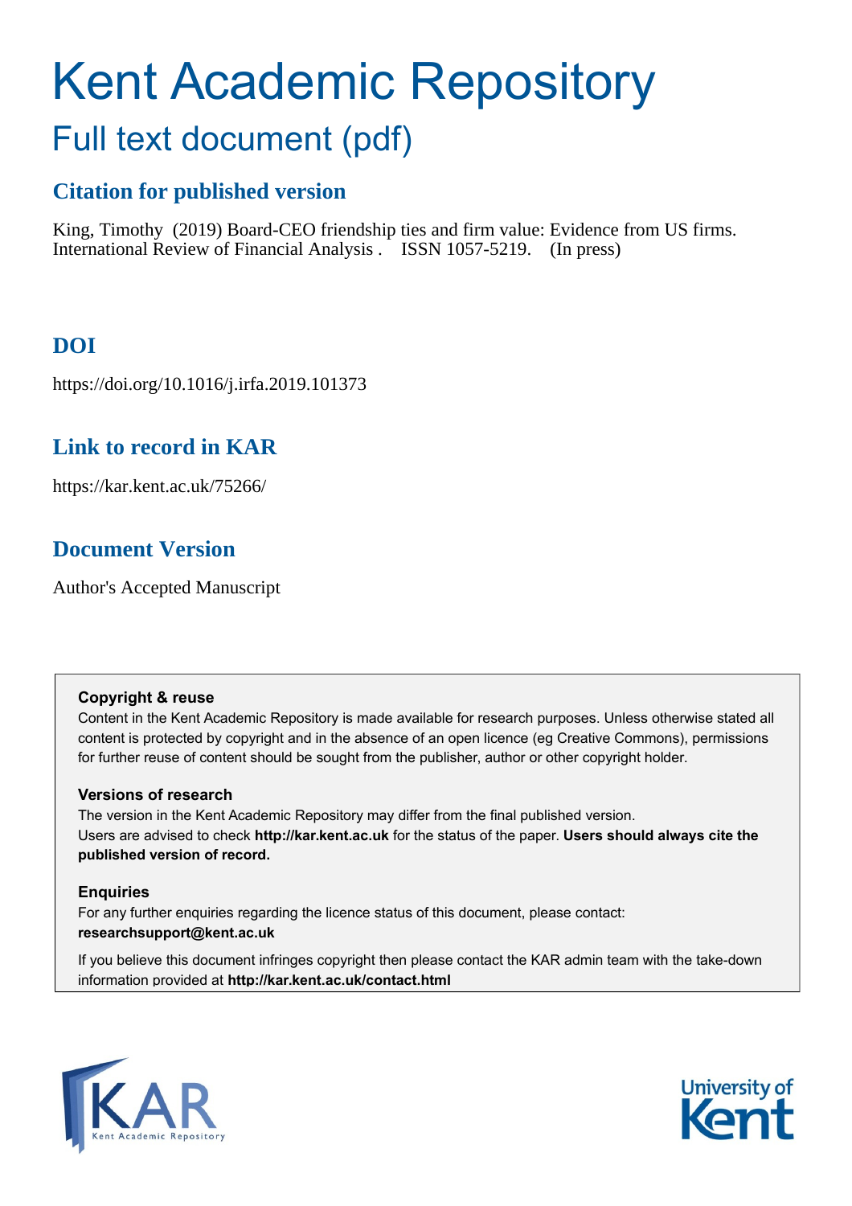# Kent Academic Repository

## Full text document (pdf)

### Citation for published version

King, Timothy (2019) Board-CEO friendship ties and firm value: Evidence from US firms. International Review of Financial Analysis . ISSN 1057-5219. (In press)

### DOI

https://doi.org/10.1016/j.irfa.2019.101373

### Link to record in KAR

https://kar.kent.ac.uk/75266/

### Document Version

Author's Accepted Manuscript

**Copyright & reuse**

Content in the Kent Academic Repository is made available for research purposes. Unless otherwise stated all content is protected by copyright and in the absence of an open licence (eg Creative Commons), permissions for further reuse of content should be sought from the publisher, author or other copyright holder.

**Versions of research**

The version in the Kent Academic Repository may differ from the final published version.
Users are advised to check **http://kar.kent.ac.uk** for the status of the paper. **Users should always cite the published version of record.**

**Enquiries**

For any further enquiries regarding the licence status of this document, please contact:
**researchsupport@kent.ac.uk**

If you believe this document infringes copyright then please contact the KAR admin team with the take-down information provided at **http://kar.kent.ac.uk/contact.html**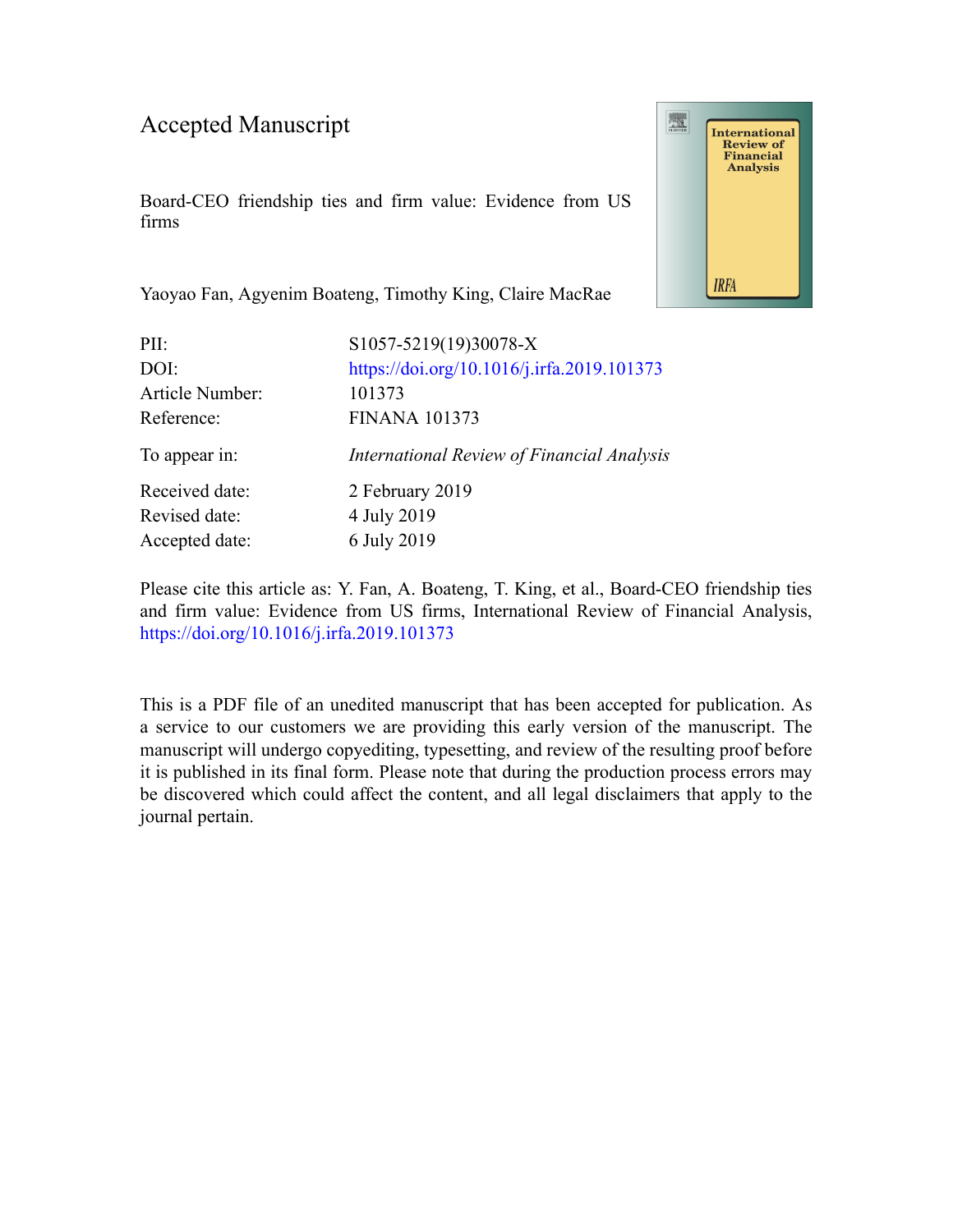Accepted Manuscript

Board-CEO friendship ties and firm value: Evidence from US firms

Yaoyao Fan, Agyenim Boateng, Timothy King, Claire MacRae

| | |
|---|---|
| PII: | S1057-5219(19)30078-X |
| DOI: | https://doi.org/10.1016/j.irfa.2019.101373 |
| Article Number: | 101373 |
| Reference: | FINANA 101373 |
| To appear in: | *International Review of Financial Analysis* |
| Received date: | 2 February 2019 |
| Revised date: | 4 July 2019 |
| Accepted date: | 6 July 2019 |

Please cite this article as: Y. Fan, A. Boateng, T. King, et al., Board-CEO friendship ties and firm value: Evidence from US firms, International Review of Financial Analysis, https://doi.org/10.1016/j.irfa.2019.101373

This is a PDF file of an unedited manuscript that has been accepted for publication. As a service to our customers we are providing this early version of the manuscript. The manuscript will undergo copyediting, typesetting, and review of the resulting proof before it is published in its final form. Please note that during the production process errors may be discovered which could affect the content, and all legal disclaimers that apply to the journal pertain.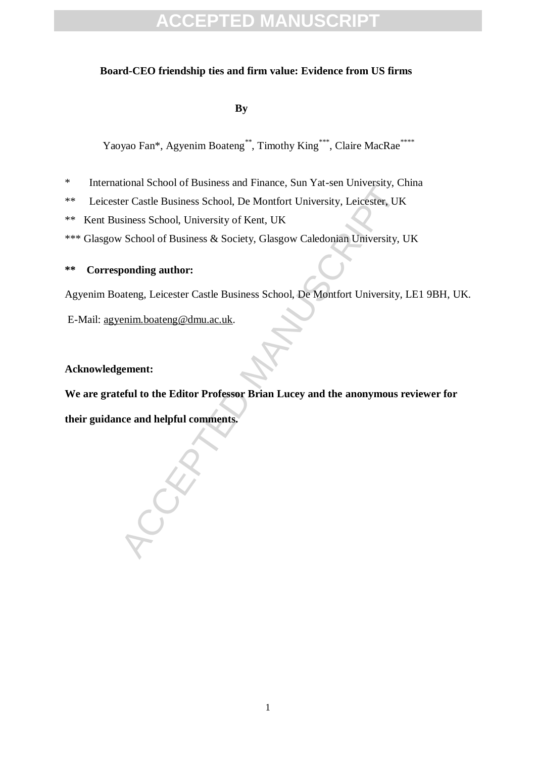**Board-CEO friendship ties and firm value: Evidence from US firms**

**By**

Yaoyao Fan*, Agyenim Boateng**, Timothy King***, Claire MacRae****

\* International School of Business and Finance, Sun Yat-sen University, China

\** Leicester Castle Business School, De Montfort University, Leicester, UK

\** Kent Business School, University of Kent, UK

\*** Glasgow School of Business & Society, Glasgow Caledonian University, UK

**\** Corresponding author:**

Agyenim Boateng, Leicester Castle Business School, De Montfort University, LE1 9BH, UK.

E-Mail: agyenim.boateng@dmu.ac.uk.

**Acknowledgement:**

**We are grateful to the Editor Professor Brian Lucey and the anonymous reviewer for their guidance and helpful comments.**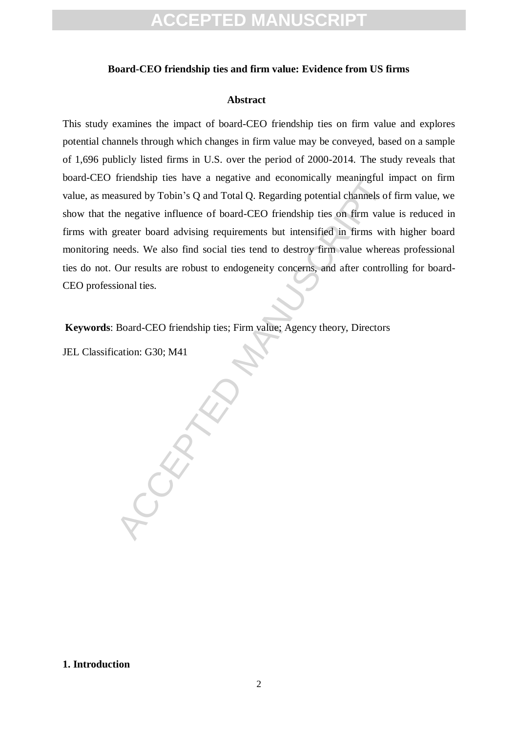**Board-CEO friendship ties and firm value: Evidence from US firms**

**Abstract**

This study examines the impact of board-CEO friendship ties on firm value and explores potential channels through which changes in firm value may be conveyed, based on a sample of 1,696 publicly listed firms in U.S. over the period of 2000-2014. The study reveals that board-CEO friendship ties have a negative and economically meaningful impact on firm value, as measured by Tobin's Q and Total Q. Regarding potential channels of firm value, we show that the negative influence of board-CEO friendship ties on firm value is reduced in firms with greater board advising requirements but intensified in firms with higher board monitoring needs. We also find social ties tend to destroy firm value whereas professional ties do not. Our results are robust to endogeneity concerns, and after controlling for board-CEO professional ties.

**Keywords**: Board-CEO friendship ties; Firm value; Agency theory, Directors

JEL Classification: G30; M41

## 1. Introduction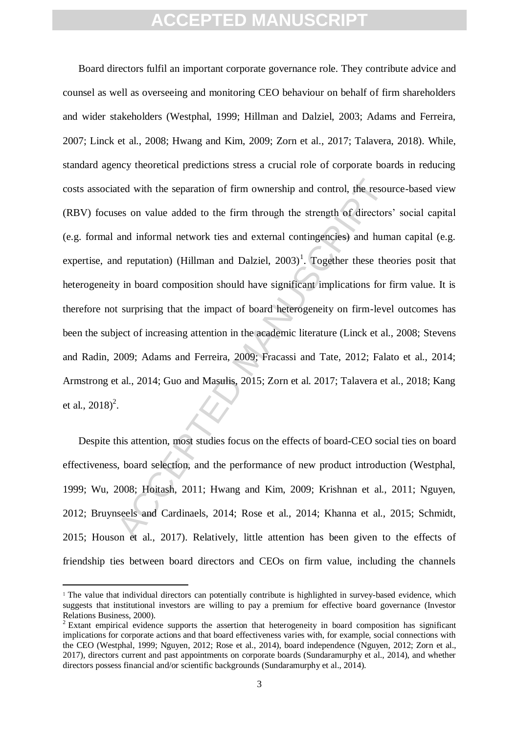Board directors fulfil an important corporate governance role. They contribute advice and counsel as well as overseeing and monitoring CEO behaviour on behalf of firm shareholders and wider stakeholders (Westphal, 1999; Hillman and Dalziel, 2003; Adams and Ferreira, 2007; Linck et al., 2008; Hwang and Kim, 2009; Zorn et al., 2017; Talavera, 2018). While, standard agency theoretical predictions stress a crucial role of corporate boards in reducing costs associated with the separation of firm ownership and control, the resource-based view (RBV) focuses on value added to the firm through the strength of directors' social capital (e.g. formal and informal network ties and external contingencies) and human capital (e.g. expertise, and reputation) (Hillman and Dalziel, 2003)[1]. Together these theories posit that heterogeneity in board composition should have significant implications for firm value. It is therefore not surprising that the impact of board heterogeneity on firm-level outcomes has been the subject of increasing attention in the academic literature (Linck et al., 2008; Stevens and Radin, 2009; Adams and Ferreira, 2009; Fracassi and Tate, 2012; Falato et al., 2014; Armstrong et al., 2014; Guo and Masulis, 2015; Zorn et al. 2017; Talavera et al., 2018; Kang et al., 2018)[2].

Despite this attention, most studies focus on the effects of board-CEO social ties on board effectiveness, board selection, and the performance of new product introduction (Westphal, 1999; Wu, 2008; Hoitash, 2011; Hwang and Kim, 2009; Krishnan et al., 2011; Nguyen, 2012; Bruynseels and Cardinaels, 2014; Rose et al., 2014; Khanna et al., 2015; Schmidt, 2015; Houson et al., 2017). Relatively, little attention has been given to the effects of friendship ties between board directors and CEOs on firm value, including the channels

[1] The value that individual directors can potentially contribute is highlighted in survey-based evidence, which suggests that institutional investors are willing to pay a premium for effective board governance (Investor Relations Business, 2000).

[2] Extant empirical evidence supports the assertion that heterogeneity in board composition has significant implications for corporate actions and that board effectiveness varies with, for example, social connections with the CEO (Westphal, 1999; Nguyen, 2012; Rose et al., 2014), board independence (Nguyen, 2012; Zorn et al., 2017), directors current and past appointments on corporate boards (Sundaramurphy et al., 2014), and whether directors possess financial and/or scientific backgrounds (Sundaramurphy et al., 2014).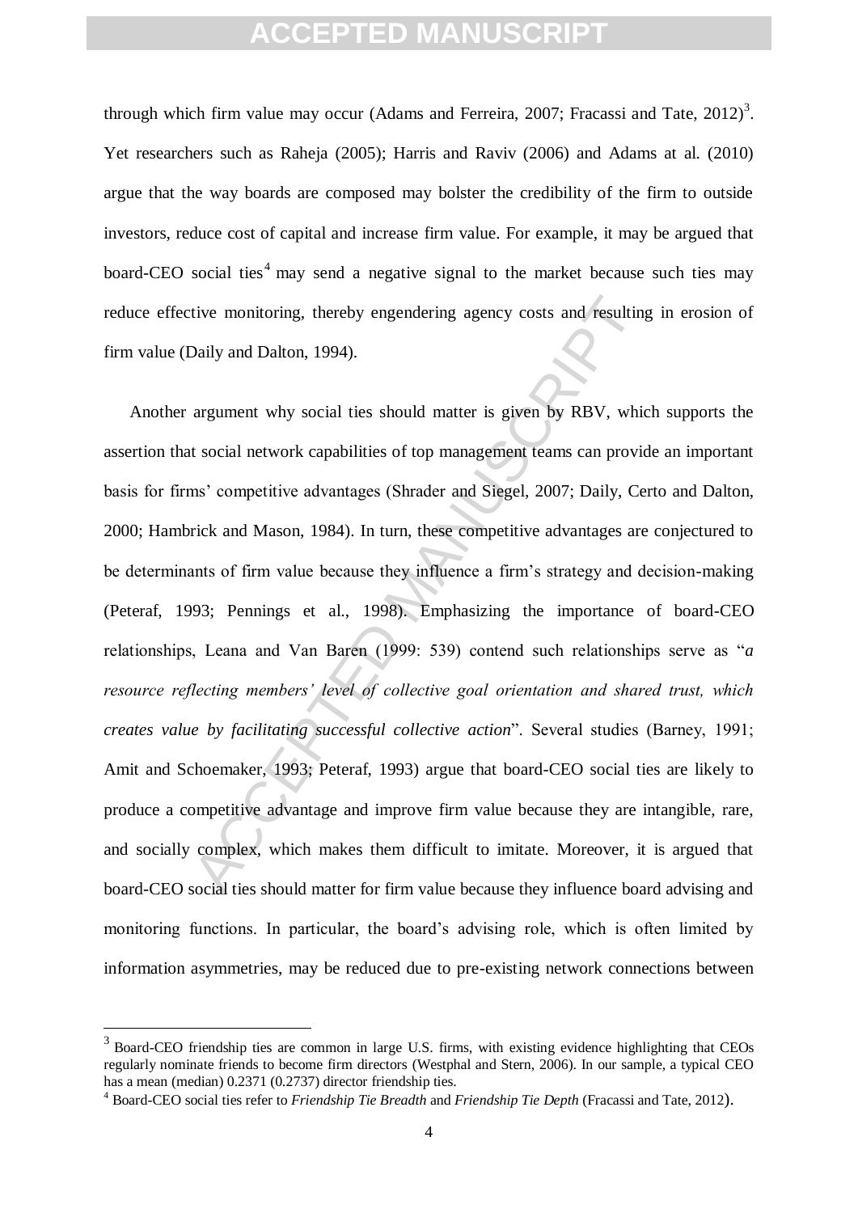through which firm value may occur (Adams and Ferreira, 2007; Fracassi and Tate, 2012)[3]. Yet researchers such as Raheja (2005); Harris and Raviv (2006) and Adams at al. (2010) argue that the way boards are composed may bolster the credibility of the firm to outside investors, reduce cost of capital and increase firm value. For example, it may be argued that board-CEO social ties[4] may send a negative signal to the market because such ties may reduce effective monitoring, thereby engendering agency costs and resulting in erosion of firm value (Daily and Dalton, 1994).

Another argument why social ties should matter is given by RBV, which supports the assertion that social network capabilities of top management teams can provide an important basis for firms' competitive advantages (Shrader and Siegel, 2007; Daily, Certo and Dalton, 2000; Hambrick and Mason, 1984). In turn, these competitive advantages are conjectured to be determinants of firm value because they influence a firm's strategy and decision-making (Peteraf, 1993; Pennings et al., 1998). Emphasizing the importance of board-CEO relationships, Leana and Van Baren (1999: 539) contend such relationships serve as "*a resource reflecting members' level of collective goal orientation and shared trust, which creates value by facilitating successful collective action*". Several studies (Barney, 1991; Amit and Schoemaker, 1993; Peteraf, 1993) argue that board-CEO social ties are likely to produce a competitive advantage and improve firm value because they are intangible, rare, and socially complex, which makes them difficult to imitate. Moreover, it is argued that board-CEO social ties should matter for firm value because they influence board advising and monitoring functions. In particular, the board's advising role, which is often limited by information asymmetries, may be reduced due to pre-existing network connections between

---

[3] Board-CEO friendship ties are common in large U.S. firms, with existing evidence highlighting that CEOs regularly nominate friends to become firm directors (Westphal and Stern, 2006). In our sample, a typical CEO has a mean (median) 0.2371 (0.2737) director friendship ties.

[4] Board-CEO social ties refer to *Friendship Tie Breadth* and *Friendship Tie Depth* (Fracassi and Tate, 2012).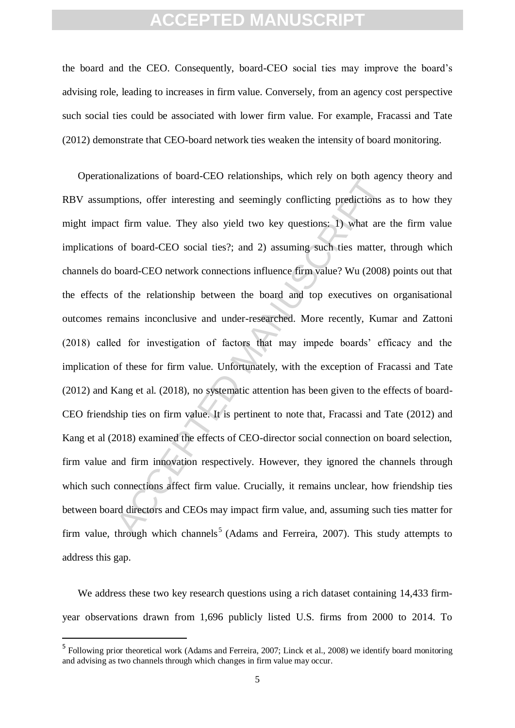the board and the CEO. Consequently, board-CEO social ties may improve the board's advising role, leading to increases in firm value. Conversely, from an agency cost perspective such social ties could be associated with lower firm value. For example, Fracassi and Tate (2012) demonstrate that CEO-board network ties weaken the intensity of board monitoring.

Operationalizations of board-CEO relationships, which rely on both agency theory and RBV assumptions, offer interesting and seemingly conflicting predictions as to how they might impact firm value. They also yield two key questions: 1) what are the firm value implications of board-CEO social ties?; and 2) assuming such ties matter, through which channels do board-CEO network connections influence firm value? Wu (2008) points out that the effects of the relationship between the board and top executives on organisational outcomes remains inconclusive and under-researched. More recently, Kumar and Zattoni (2018) called for investigation of factors that may impede boards' efficacy and the implication of these for firm value. Unfortunately, with the exception of Fracassi and Tate (2012) and Kang et al. (2018), no systematic attention has been given to the effects of board-CEO friendship ties on firm value. It is pertinent to note that, Fracassi and Tate (2012) and Kang et al (2018) examined the effects of CEO-director social connection on board selection, firm value and firm innovation respectively. However, they ignored the channels through which such connections affect firm value. Crucially, it remains unclear, how friendship ties between board directors and CEOs may impact firm value, and, assuming such ties matter for firm value, through which channels[5] (Adams and Ferreira, 2007). This study attempts to address this gap.

We address these two key research questions using a rich dataset containing 14,433 firm-year observations drawn from 1,696 publicly listed U.S. firms from 2000 to 2014. To

[5] Following prior theoretical work (Adams and Ferreira, 2007; Linck et al., 2008) we identify board monitoring and advising as two channels through which changes in firm value may occur.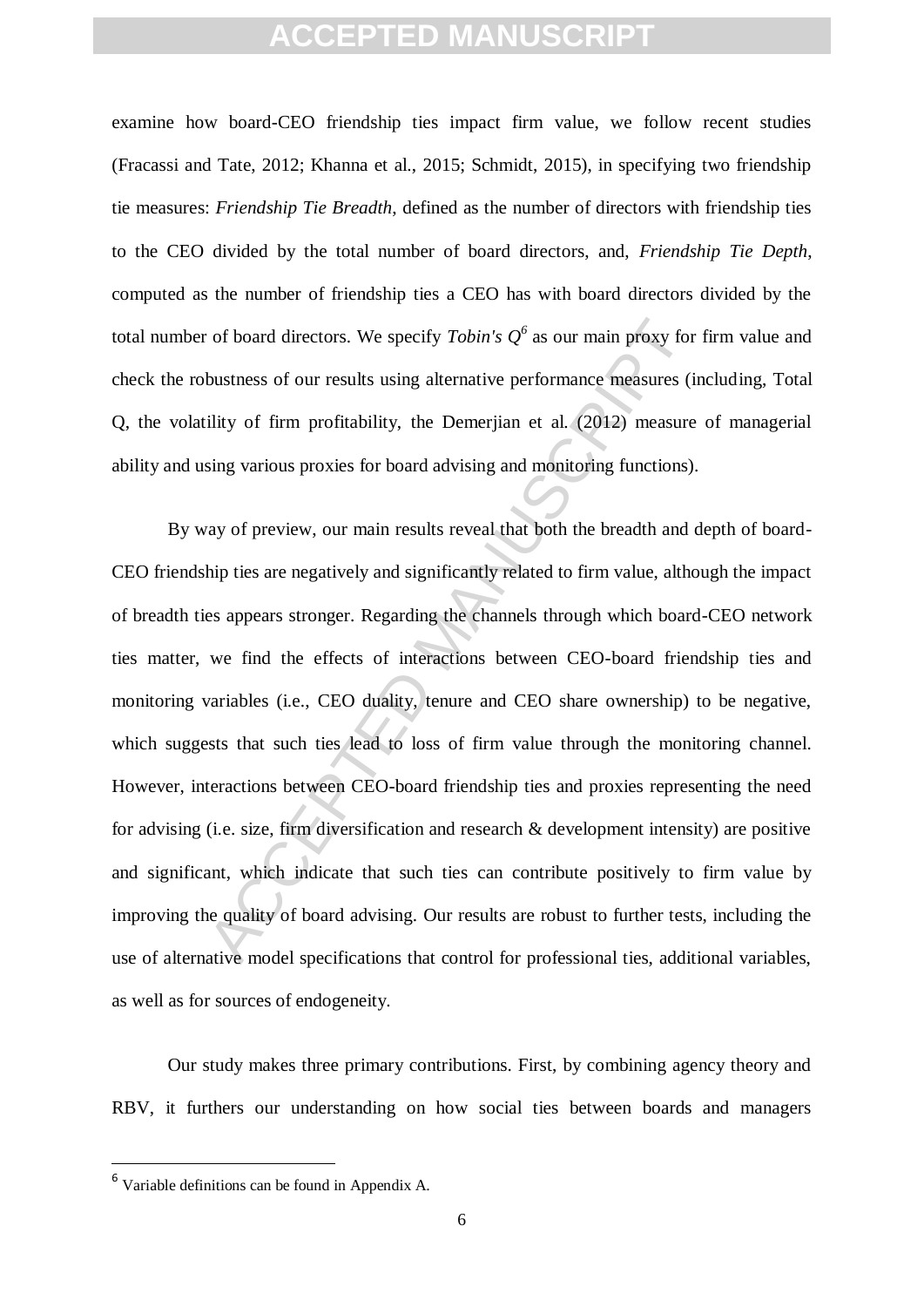examine how board-CEO friendship ties impact firm value, we follow recent studies (Fracassi and Tate, 2012; Khanna et al., 2015; Schmidt, 2015), in specifying two friendship tie measures: *Friendship Tie Breadth*, defined as the number of directors with friendship ties to the CEO divided by the total number of board directors, and, *Friendship Tie Depth*, computed as the number of friendship ties a CEO has with board directors divided by the total number of board directors. We specify *Tobin's Q*[6] as our main proxy for firm value and check the robustness of our results using alternative performance measures (including, Total Q, the volatility of firm profitability, the Demerjian et al. (2012) measure of managerial ability and using various proxies for board advising and monitoring functions).

By way of preview, our main results reveal that both the breadth and depth of board-CEO friendship ties are negatively and significantly related to firm value, although the impact of breadth ties appears stronger. Regarding the channels through which board-CEO network ties matter, we find the effects of interactions between CEO-board friendship ties and monitoring variables (i.e., CEO duality, tenure and CEO share ownership) to be negative, which suggests that such ties lead to loss of firm value through the monitoring channel. However, interactions between CEO-board friendship ties and proxies representing the need for advising (i.e. size, firm diversification and research & development intensity) are positive and significant, which indicate that such ties can contribute positively to firm value by improving the quality of board advising. Our results are robust to further tests, including the use of alternative model specifications that control for professional ties, additional variables, as well as for sources of endogeneity.

Our study makes three primary contributions. First, by combining agency theory and RBV, it furthers our understanding on how social ties between boards and managers

[6] Variable definitions can be found in Appendix A.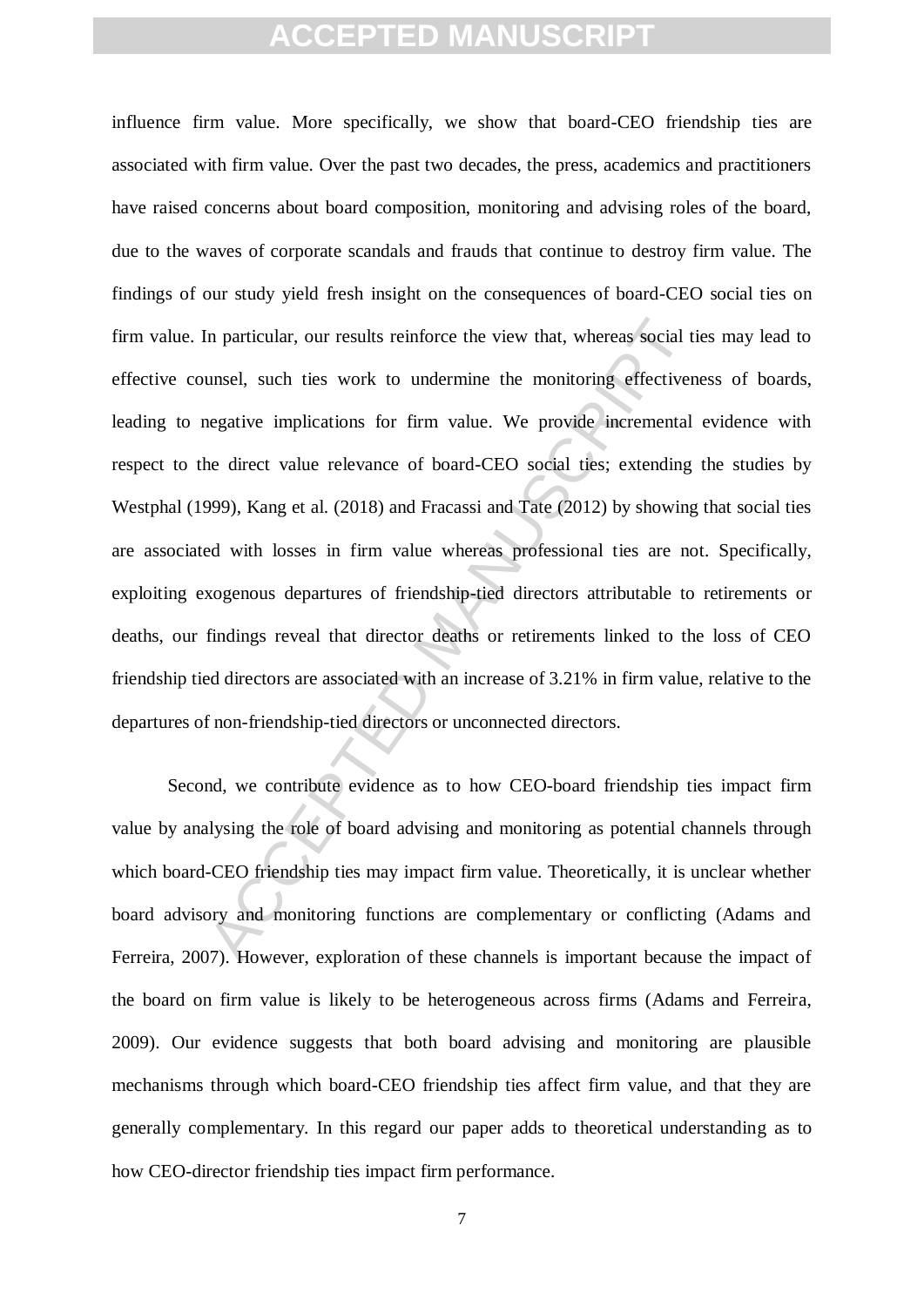influence firm value. More specifically, we show that board-CEO friendship ties are associated with firm value. Over the past two decades, the press, academics and practitioners have raised concerns about board composition, monitoring and advising roles of the board, due to the waves of corporate scandals and frauds that continue to destroy firm value. The findings of our study yield fresh insight on the consequences of board-CEO social ties on firm value. In particular, our results reinforce the view that, whereas social ties may lead to effective counsel, such ties work to undermine the monitoring effectiveness of boards, leading to negative implications for firm value. We provide incremental evidence with respect to the direct value relevance of board-CEO social ties; extending the studies by Westphal (1999), Kang et al. (2018) and Fracassi and Tate (2012) by showing that social ties are associated with losses in firm value whereas professional ties are not. Specifically, exploiting exogenous departures of friendship-tied directors attributable to retirements or deaths, our findings reveal that director deaths or retirements linked to the loss of CEO friendship tied directors are associated with an increase of 3.21% in firm value, relative to the departures of non-friendship-tied directors or unconnected directors.

Second, we contribute evidence as to how CEO-board friendship ties impact firm value by analysing the role of board advising and monitoring as potential channels through which board-CEO friendship ties may impact firm value. Theoretically, it is unclear whether board advisory and monitoring functions are complementary or conflicting (Adams and Ferreira, 2007). However, exploration of these channels is important because the impact of the board on firm value is likely to be heterogeneous across firms (Adams and Ferreira, 2009). Our evidence suggests that both board advising and monitoring are plausible mechanisms through which board-CEO friendship ties affect firm value, and that they are generally complementary. In this regard our paper adds to theoretical understanding as to how CEO-director friendship ties impact firm performance.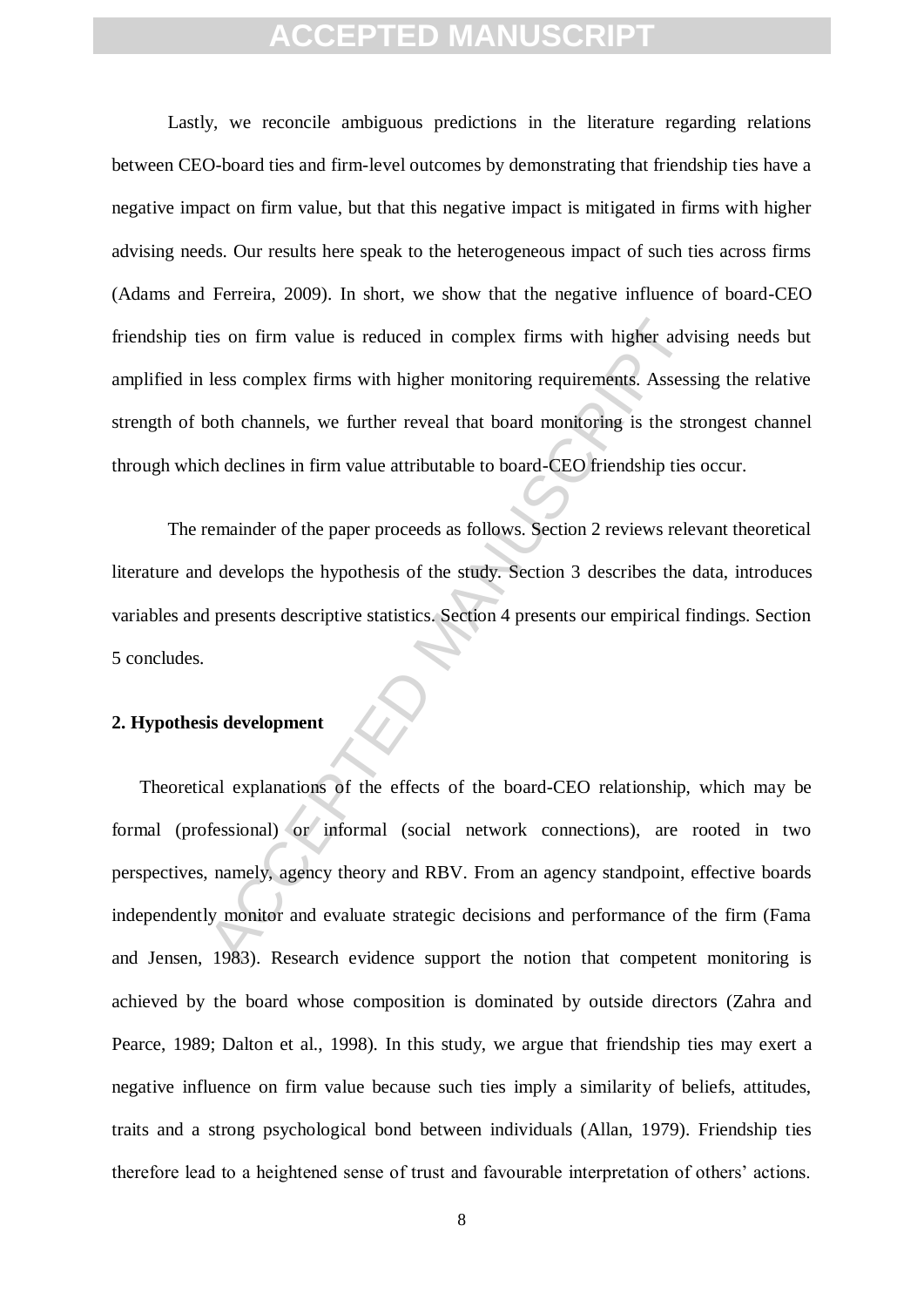Lastly, we reconcile ambiguous predictions in the literature regarding relations between CEO-board ties and firm-level outcomes by demonstrating that friendship ties have a negative impact on firm value, but that this negative impact is mitigated in firms with higher advising needs. Our results here speak to the heterogeneous impact of such ties across firms (Adams and Ferreira, 2009). In short, we show that the negative influence of board-CEO friendship ties on firm value is reduced in complex firms with higher advising needs but amplified in less complex firms with higher monitoring requirements. Assessing the relative strength of both channels, we further reveal that board monitoring is the strongest channel through which declines in firm value attributable to board-CEO friendship ties occur.

The remainder of the paper proceeds as follows. Section 2 reviews relevant theoretical literature and develops the hypothesis of the study. Section 3 describes the data, introduces variables and presents descriptive statistics. Section 4 presents our empirical findings. Section 5 concludes.

## 2. Hypothesis development

Theoretical explanations of the effects of the board-CEO relationship, which may be formal (professional) or informal (social network connections), are rooted in two perspectives, namely, agency theory and RBV. From an agency standpoint, effective boards independently monitor and evaluate strategic decisions and performance of the firm (Fama and Jensen, 1983). Research evidence support the notion that competent monitoring is achieved by the board whose composition is dominated by outside directors (Zahra and Pearce, 1989; Dalton et al., 1998). In this study, we argue that friendship ties may exert a negative influence on firm value because such ties imply a similarity of beliefs, attitudes, traits and a strong psychological bond between individuals (Allan, 1979). Friendship ties therefore lead to a heightened sense of trust and favourable interpretation of others' actions.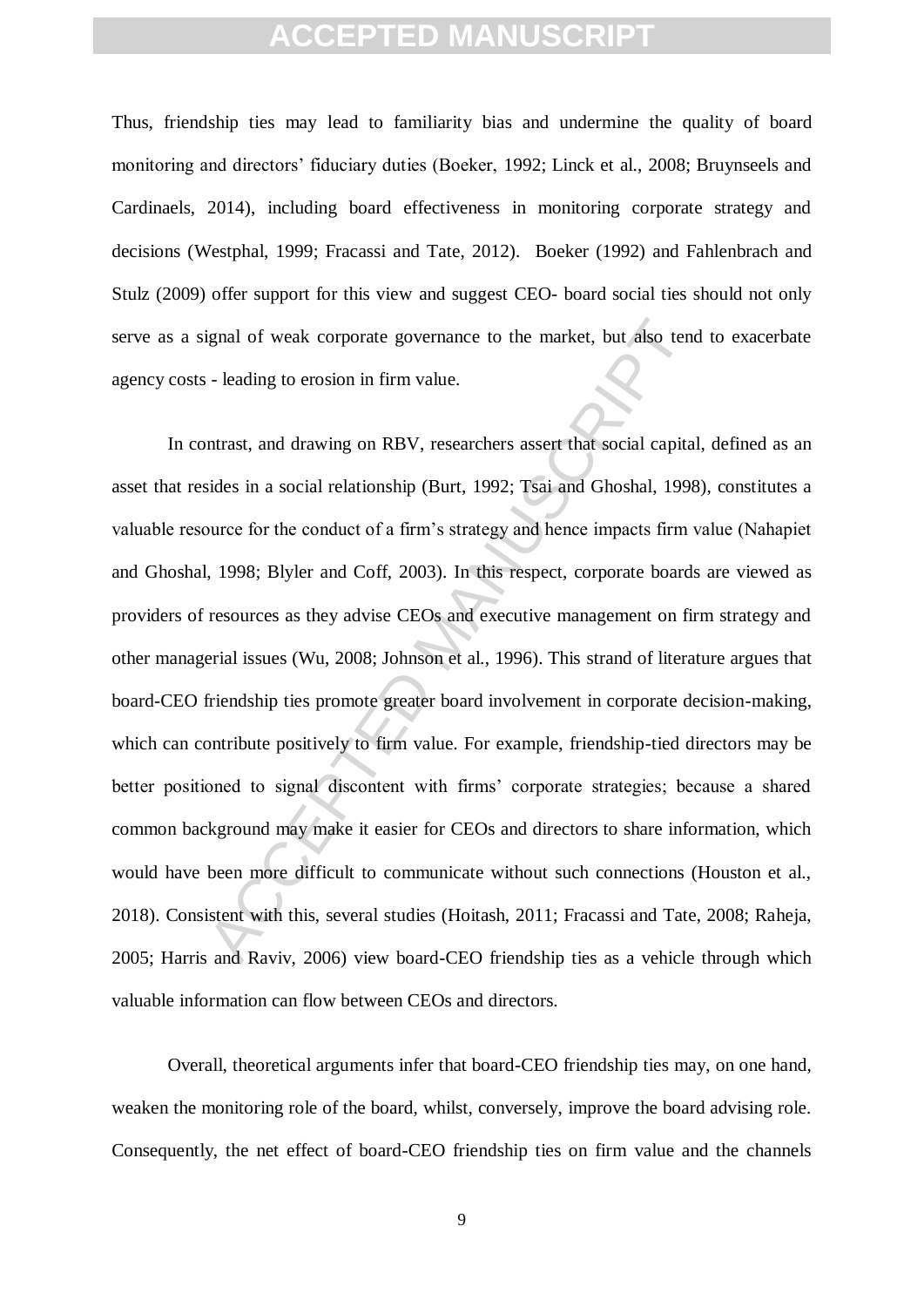Thus, friendship ties may lead to familiarity bias and undermine the quality of board monitoring and directors' fiduciary duties (Boeker, 1992; Linck et al., 2008; Bruynseels and Cardinaels, 2014), including board effectiveness in monitoring corporate strategy and decisions (Westphal, 1999; Fracassi and Tate, 2012). Boeker (1992) and Fahlenbrach and Stulz (2009) offer support for this view and suggest CEO- board social ties should not only serve as a signal of weak corporate governance to the market, but also tend to exacerbate agency costs - leading to erosion in firm value.

In contrast, and drawing on RBV, researchers assert that social capital, defined as an asset that resides in a social relationship (Burt, 1992; Tsai and Ghoshal, 1998), constitutes a valuable resource for the conduct of a firm's strategy and hence impacts firm value (Nahapiet and Ghoshal, 1998; Blyler and Coff, 2003). In this respect, corporate boards are viewed as providers of resources as they advise CEOs and executive management on firm strategy and other managerial issues (Wu, 2008; Johnson et al., 1996). This strand of literature argues that board-CEO friendship ties promote greater board involvement in corporate decision-making, which can contribute positively to firm value. For example, friendship-tied directors may be better positioned to signal discontent with firms' corporate strategies; because a shared common background may make it easier for CEOs and directors to share information, which would have been more difficult to communicate without such connections (Houston et al., 2018). Consistent with this, several studies (Hoitash, 2011; Fracassi and Tate, 2008; Raheja, 2005; Harris and Raviv, 2006) view board-CEO friendship ties as a vehicle through which valuable information can flow between CEOs and directors.

Overall, theoretical arguments infer that board-CEO friendship ties may, on one hand, weaken the monitoring role of the board, whilst, conversely, improve the board advising role. Consequently, the net effect of board-CEO friendship ties on firm value and the channels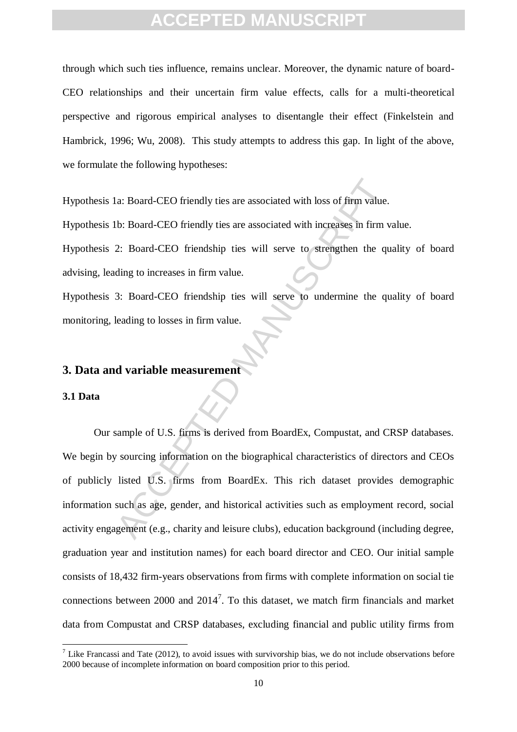through which such ties influence, remains unclear. Moreover, the dynamic nature of board-CEO relationships and their uncertain firm value effects, calls for a multi-theoretical perspective and rigorous empirical analyses to disentangle their effect (Finkelstein and Hambrick, 1996; Wu, 2008). This study attempts to address this gap. In light of the above, we formulate the following hypotheses:

Hypothesis 1a: Board-CEO friendly ties are associated with loss of firm value.

Hypothesis 1b: Board-CEO friendly ties are associated with increases in firm value.

Hypothesis 2: Board-CEO friendship ties will serve to strengthen the quality of board advising, leading to increases in firm value.

Hypothesis 3: Board-CEO friendship ties will serve to undermine the quality of board monitoring, leading to losses in firm value.

## 3. Data and variable measurement

### 3.1 Data

Our sample of U.S. firms is derived from BoardEx, Compustat, and CRSP databases. We begin by sourcing information on the biographical characteristics of directors and CEOs of publicly listed U.S. firms from BoardEx. This rich dataset provides demographic information such as age, gender, and historical activities such as employment record, social activity engagement (e.g., charity and leisure clubs), education background (including degree, graduation year and institution names) for each board director and CEO. Our initial sample consists of 18,432 firm-years observations from firms with complete information on social tie connections between 2000 and 2014[7]. To this dataset, we match firm financials and market data from Compustat and CRSP databases, excluding financial and public utility firms from

[7] Like Francassi and Tate (2012), to avoid issues with survivorship bias, we do not include observations before 2000 because of incomplete information on board composition prior to this period.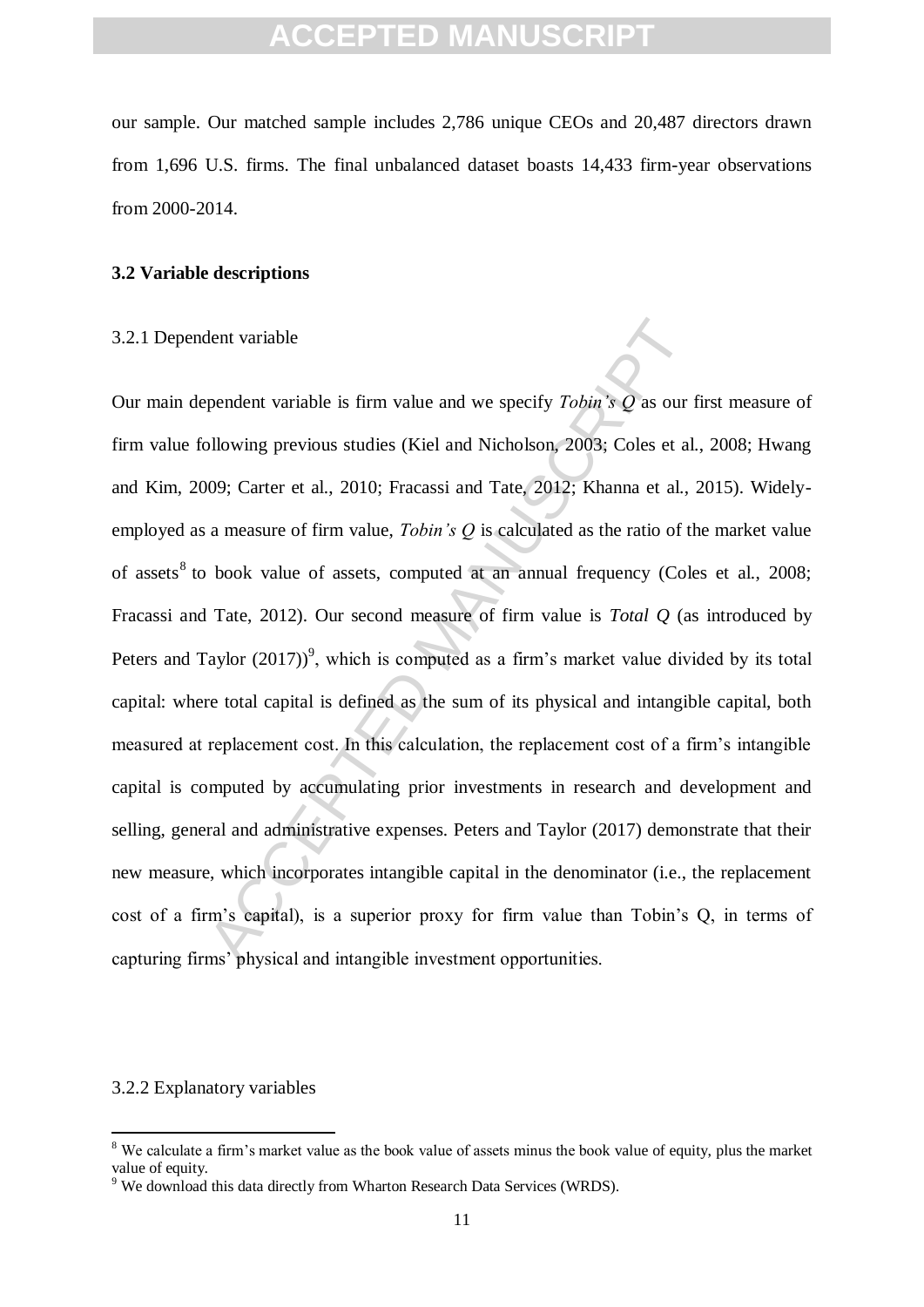our sample. Our matched sample includes 2,786 unique CEOs and 20,487 directors drawn from 1,696 U.S. firms. The final unbalanced dataset boasts 14,433 firm-year observations from 2000-2014.

### 3.2 Variable descriptions

#### 3.2.1 Dependent variable

Our main dependent variable is firm value and we specify *Tobin's Q* as our first measure of firm value following previous studies (Kiel and Nicholson, 2003; Coles et al., 2008; Hwang and Kim, 2009; Carter et al., 2010; Fracassi and Tate, 2012; Khanna et al., 2015). Widely-employed as a measure of firm value, *Tobin's Q* is calculated as the ratio of the market value of assets[8] to book value of assets, computed at an annual frequency (Coles et al., 2008; Fracassi and Tate, 2012). Our second measure of firm value is *Total Q* (as introduced by Peters and Taylor (2017))[9], which is computed as a firm's market value divided by its total capital: where total capital is defined as the sum of its physical and intangible capital, both measured at replacement cost. In this calculation, the replacement cost of a firm's intangible capital is computed by accumulating prior investments in research and development and selling, general and administrative expenses. Peters and Taylor (2017) demonstrate that their new measure, which incorporates intangible capital in the denominator (i.e., the replacement cost of a firm's capital), is a superior proxy for firm value than Tobin's Q, in terms of capturing firms' physical and intangible investment opportunities.

#### 3.2.2 Explanatory variables

---

[8] We calculate a firm's market value as the book value of assets minus the book value of equity, plus the market value of equity.

[9] We download this data directly from Wharton Research Data Services (WRDS).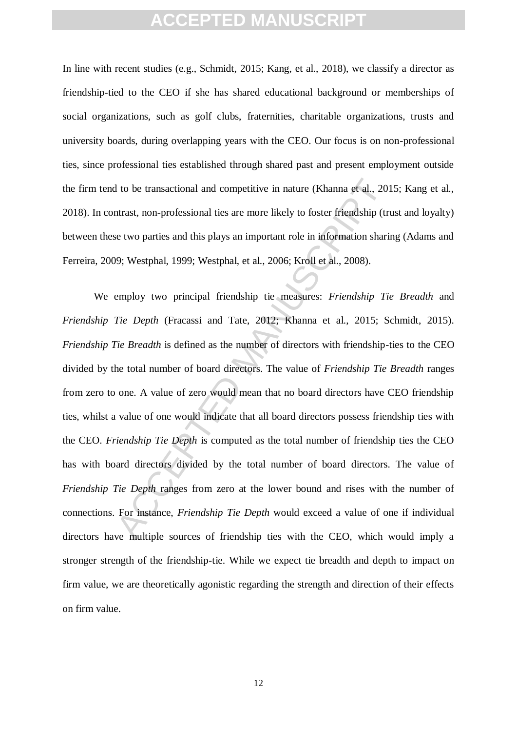In line with recent studies (e.g., Schmidt, 2015; Kang, et al., 2018), we classify a director as friendship-tied to the CEO if she has shared educational background or memberships of social organizations, such as golf clubs, fraternities, charitable organizations, trusts and university boards, during overlapping years with the CEO. Our focus is on non-professional ties, since professional ties established through shared past and present employment outside the firm tend to be transactional and competitive in nature (Khanna et al., 2015; Kang et al., 2018). In contrast, non-professional ties are more likely to foster friendship (trust and loyalty) between these two parties and this plays an important role in information sharing (Adams and Ferreira, 2009; Westphal, 1999; Westphal, et al., 2006; Kroll et al., 2008).

We employ two principal friendship tie measures: *Friendship Tie Breadth* and *Friendship Tie Depth* (Fracassi and Tate, 2012; Khanna et al., 2015; Schmidt, 2015). *Friendship Tie Breadth* is defined as the number of directors with friendship-ties to the CEO divided by the total number of board directors. The value of *Friendship Tie Breadth* ranges from zero to one. A value of zero would mean that no board directors have CEO friendship ties, whilst a value of one would indicate that all board directors possess friendship ties with the CEO. *Friendship Tie Depth* is computed as the total number of friendship ties the CEO has with board directors divided by the total number of board directors. The value of *Friendship Tie Depth* ranges from zero at the lower bound and rises with the number of connections. For instance, *Friendship Tie Depth* would exceed a value of one if individual directors have multiple sources of friendship ties with the CEO, which would imply a stronger strength of the friendship-tie. While we expect tie breadth and depth to impact on firm value, we are theoretically agonistic regarding the strength and direction of their effects on firm value.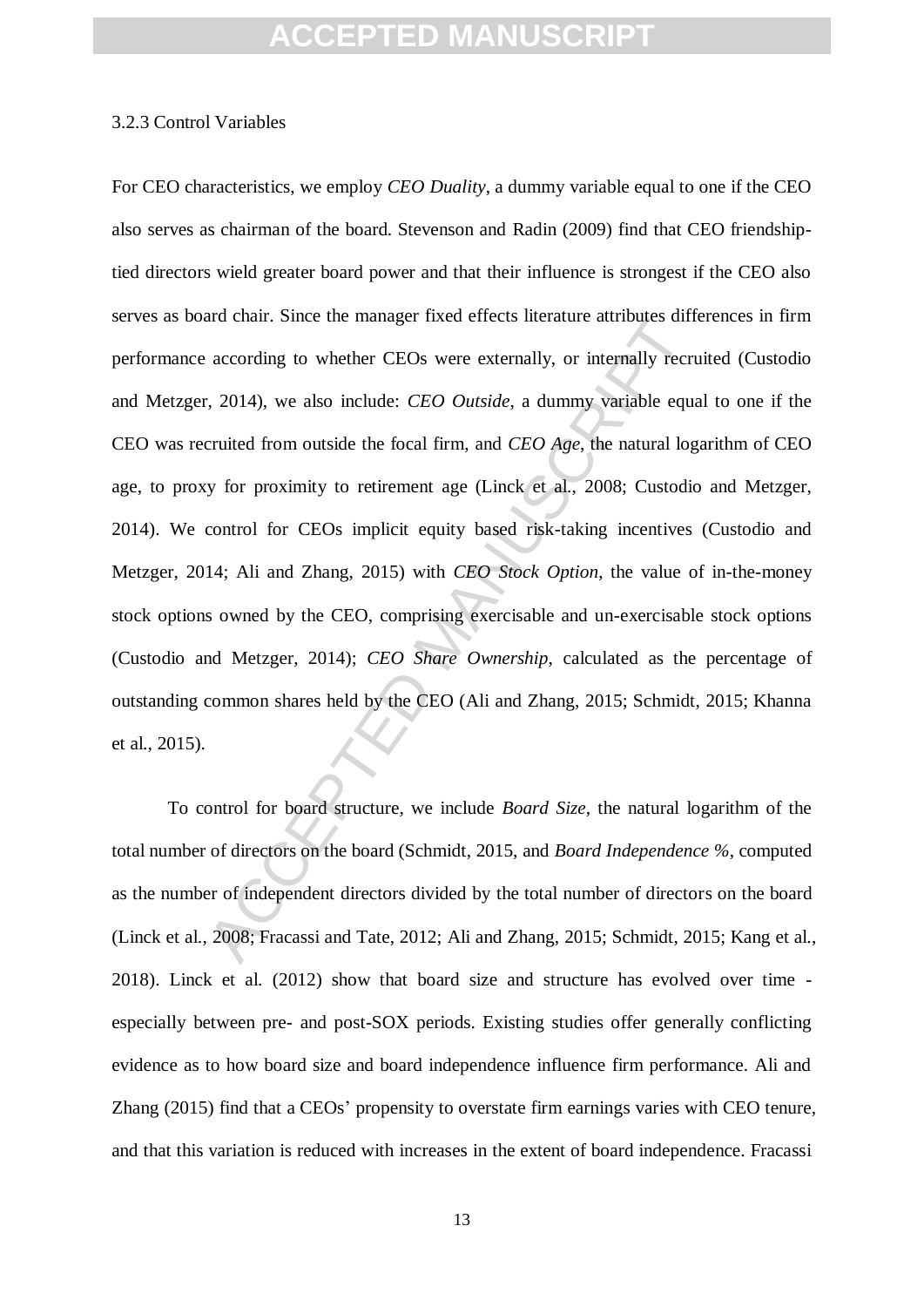3.2.3 Control Variables

For CEO characteristics, we employ *CEO Duality*, a dummy variable equal to one if the CEO also serves as chairman of the board. Stevenson and Radin (2009) find that CEO friendship-tied directors wield greater board power and that their influence is strongest if the CEO also serves as board chair. Since the manager fixed effects literature attributes differences in firm performance according to whether CEOs were externally, or internally recruited (Custodio and Metzger, 2014), we also include: *CEO Outside*, a dummy variable equal to one if the CEO was recruited from outside the focal firm, and *CEO Age*, the natural logarithm of CEO age, to proxy for proximity to retirement age (Linck et al., 2008; Custodio and Metzger, 2014). We control for CEOs implicit equity based risk-taking incentives (Custodio and Metzger, 2014; Ali and Zhang, 2015) with *CEO Stock Option*, the value of in-the-money stock options owned by the CEO, comprising exercisable and un-exercisable stock options (Custodio and Metzger, 2014); *CEO Share Ownership*, calculated as the percentage of outstanding common shares held by the CEO (Ali and Zhang, 2015; Schmidt, 2015; Khanna et al., 2015).

To control for board structure, we include *Board Size*, the natural logarithm of the total number of directors on the board (Schmidt, 2015, and *Board Independence %*, computed as the number of independent directors divided by the total number of directors on the board (Linck et al., 2008; Fracassi and Tate, 2012; Ali and Zhang, 2015; Schmidt, 2015; Kang et al., 2018). Linck et al. (2012) show that board size and structure has evolved over time - especially between pre- and post-SOX periods. Existing studies offer generally conflicting evidence as to how board size and board independence influence firm performance. Ali and Zhang (2015) find that a CEOs' propensity to overstate firm earnings varies with CEO tenure, and that this variation is reduced with increases in the extent of board independence. Fracassi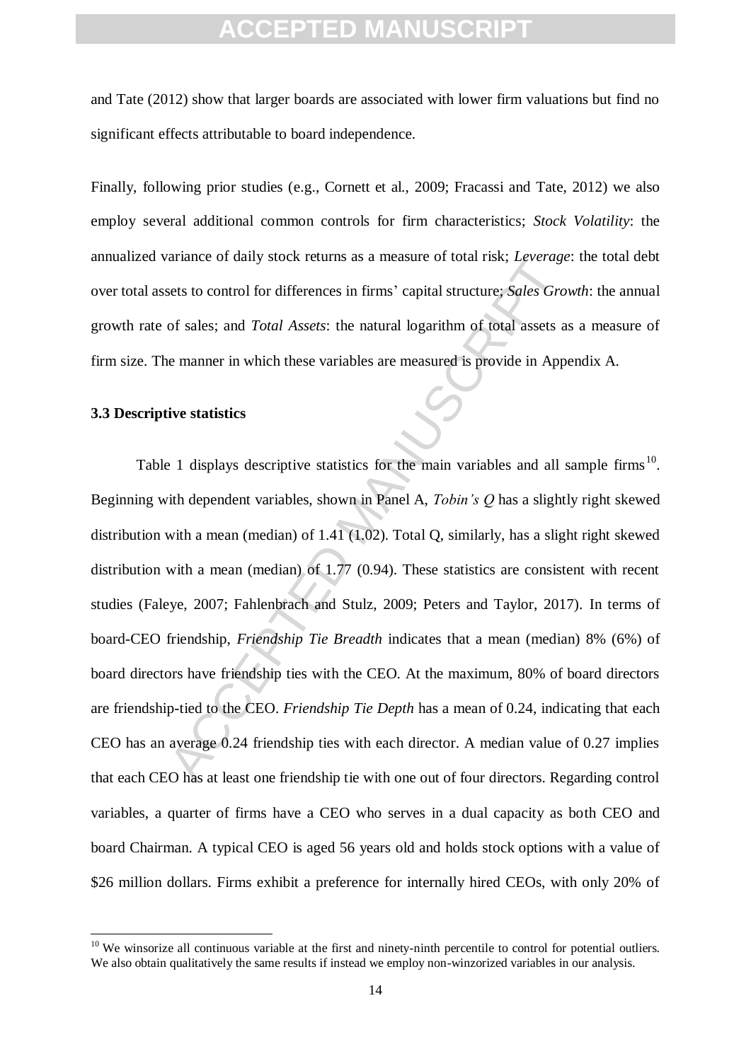and Tate (2012) show that larger boards are associated with lower firm valuations but find no significant effects attributable to board independence.

Finally, following prior studies (e.g., Cornett et al., 2009; Fracassi and Tate, 2012) we also employ several additional common controls for firm characteristics; *Stock Volatility*: the annualized variance of daily stock returns as a measure of total risk; *Leverage*: the total debt over total assets to control for differences in firms' capital structure; *Sales Growth*: the annual growth rate of sales; and *Total Assets*: the natural logarithm of total assets as a measure of firm size. The manner in which these variables are measured is provide in Appendix A.

### 3.3 Descriptive statistics

Table 1 displays descriptive statistics for the main variables and all sample firms[10]. Beginning with dependent variables, shown in Panel A, *Tobin's Q* has a slightly right skewed distribution with a mean (median) of 1.41 (1.02). Total Q, similarly, has a slight right skewed distribution with a mean (median) of 1.77 (0.94). These statistics are consistent with recent studies (Faleye, 2007; Fahlenbrach and Stulz, 2009; Peters and Taylor, 2017). In terms of board-CEO friendship, *Friendship Tie Breadth* indicates that a mean (median) 8% (6%) of board directors have friendship ties with the CEO. At the maximum, 80% of board directors are friendship-tied to the CEO. *Friendship Tie Depth* has a mean of 0.24, indicating that each CEO has an average 0.24 friendship ties with each director. A median value of 0.27 implies that each CEO has at least one friendship tie with one out of four directors. Regarding control variables, a quarter of firms have a CEO who serves in a dual capacity as both CEO and board Chairman. A typical CEO is aged 56 years old and holds stock options with a value of \$26 million dollars. Firms exhibit a preference for internally hired CEOs, with only 20% of

[10] We winsorize all continuous variable at the first and ninety-ninth percentile to control for potential outliers. We also obtain qualitatively the same results if instead we employ non-winzorized variables in our analysis.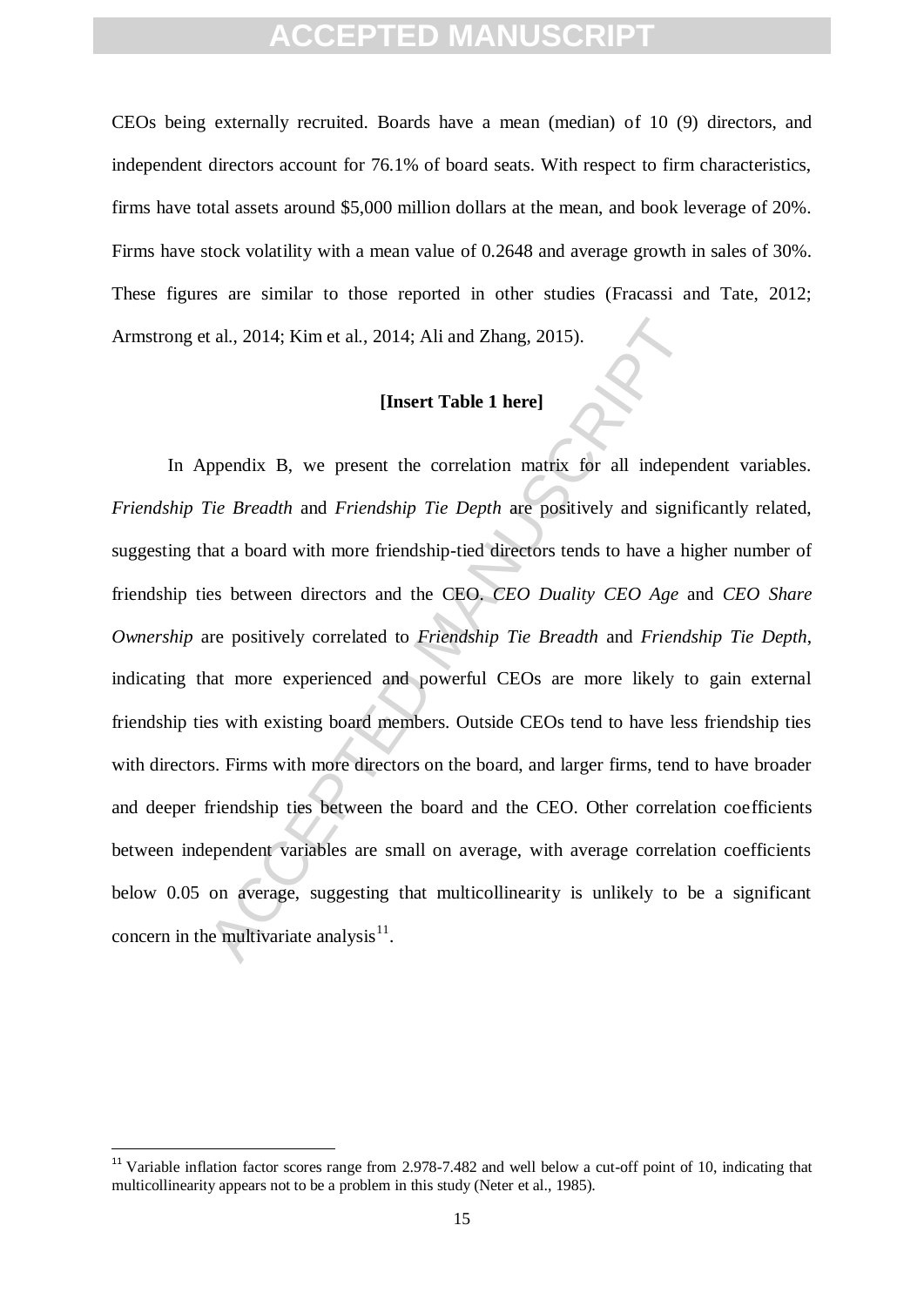CEOs being externally recruited. Boards have a mean (median) of 10 (9) directors, and independent directors account for 76.1% of board seats. With respect to firm characteristics, firms have total assets around $5,000 million dollars at the mean, and book leverage of 20%. Firms have stock volatility with a mean value of 0.2648 and average growth in sales of 30%. These figures are similar to those reported in other studies (Fracassi and Tate, 2012; Armstrong et al., 2014; Kim et al., 2014; Ali and Zhang, 2015).

**[Insert Table 1 here]**

In Appendix B, we present the correlation matrix for all independent variables. *Friendship Tie Breadth* and *Friendship Tie Depth* are positively and significantly related, suggesting that a board with more friendship-tied directors tends to have a higher number of friendship ties between directors and the CEO. *CEO Duality CEO Age* and *CEO Share Ownership* are positively correlated to *Friendship Tie Breadth* and *Friendship Tie Depth*, indicating that more experienced and powerful CEOs are more likely to gain external friendship ties with existing board members. Outside CEOs tend to have less friendship ties with directors. Firms with more directors on the board, and larger firms, tend to have broader and deeper friendship ties between the board and the CEO. Other correlation coefficients between independent variables are small on average, with average correlation coefficients below 0.05 on average, suggesting that multicollinearity is unlikely to be a significant concern in the multivariate analysis[11].

[11] Variable inflation factor scores range from 2.978-7.482 and well below a cut-off point of 10, indicating that multicollinearity appears not to be a problem in this study (Neter et al., 1985).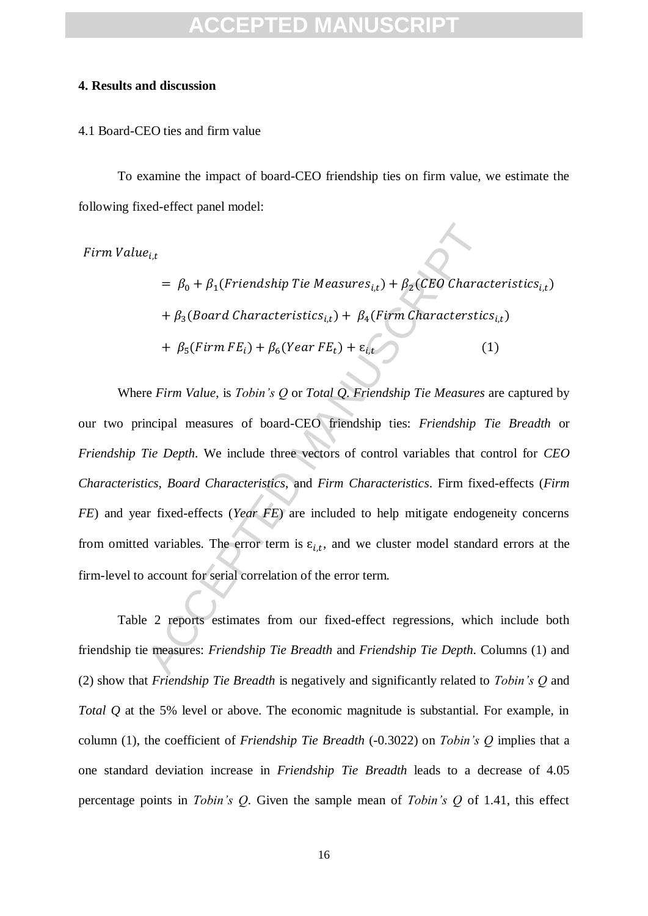**4. Results and discussion**

4.1 Board-CEO ties and firm value

To examine the impact of board-CEO friendship ties on firm value, we estimate the following fixed-effect panel model:

$$
\begin{aligned}
Firm\,Value_{i,t} &= \beta_0 + \beta_1(Friendship\,Tie\,Measures_{i,t}) + \beta_2(CEO\,Characteristics_{i,t}) \\
&+ \beta_3(Board\,Characteristics_{i,t}) + \beta_4(Firm\,Characterstics_{i,t}) \\
&+ \beta_5(Firm\,FE_i) + \beta_6(Year\,FE_t) + \varepsilon_{i,t} \qquad (1)
\end{aligned}
$$

Where *Firm Value*, is *Tobin's Q* or *Total Q*. *Friendship Tie Measures* are captured by our two principal measures of board-CEO friendship ties: *Friendship Tie Breadth* or *Friendship Tie Depth*. We include three vectors of control variables that control for *CEO Characteristics*, *Board Characteristics*, and *Firm Characteristics*. Firm fixed-effects (*Firm FE*) and year fixed-effects (*Year FE*) are included to help mitigate endogeneity concerns from omitted variables. The error term is $\varepsilon_{i,t}$, and we cluster model standard errors at the firm-level to account for serial correlation of the error term.

Table 2 reports estimates from our fixed-effect regressions, which include both friendship tie measures: *Friendship Tie Breadth* and *Friendship Tie Depth*. Columns (1) and (2) show that *Friendship Tie Breadth* is negatively and significantly related to *Tobin's Q* and *Total Q* at the 5% level or above. The economic magnitude is substantial. For example, in column (1), the coefficient of *Friendship Tie Breadth* (-0.3022) on *Tobin's Q* implies that a one standard deviation increase in *Friendship Tie Breadth* leads to a decrease of 4.05 percentage points in *Tobin's Q*. Given the sample mean of *Tobin's Q* of 1.41, this effect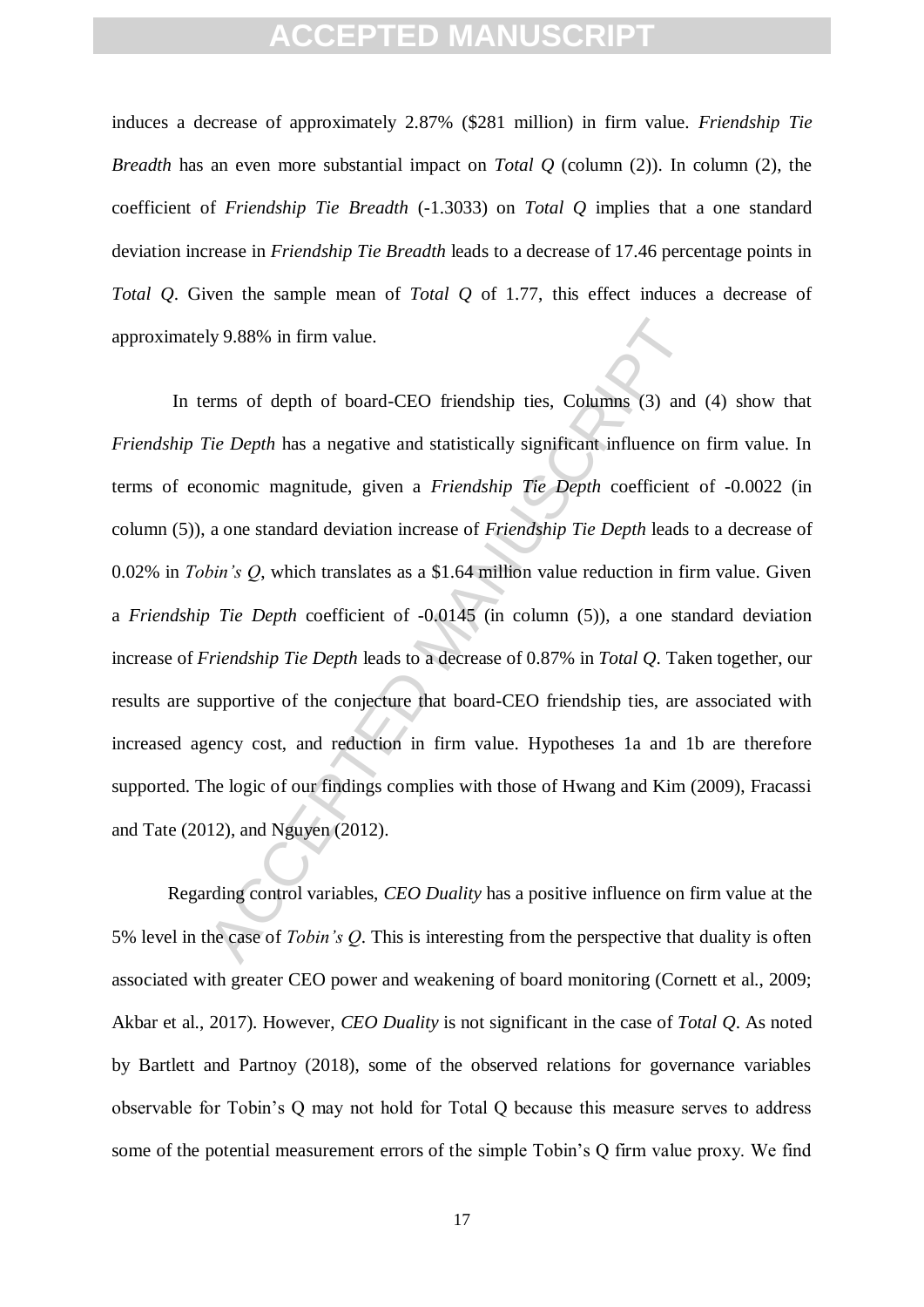induces a decrease of approximately 2.87% ($281 million) in firm value. *Friendship Tie Breadth* has an even more substantial impact on *Total Q* (column (2)). In column (2), the coefficient of *Friendship Tie Breadth* (-1.3033) on *Total Q* implies that a one standard deviation increase in *Friendship Tie Breadth* leads to a decrease of 17.46 percentage points in *Total Q*. Given the sample mean of *Total Q* of 1.77, this effect induces a decrease of approximately 9.88% in firm value.

In terms of depth of board-CEO friendship ties, Columns (3) and (4) show that *Friendship Tie Depth* has a negative and statistically significant influence on firm value. In terms of economic magnitude, given a *Friendship Tie Depth* coefficient of -0.0022 (in column (5)), a one standard deviation increase of *Friendship Tie Depth* leads to a decrease of 0.02% in *Tobin's Q*, which translates as a $1.64 million value reduction in firm value. Given a *Friendship Tie Depth* coefficient of -0.0145 (in column (5)), a one standard deviation increase of *Friendship Tie Depth* leads to a decrease of 0.87% in *Total Q*. Taken together, our results are supportive of the conjecture that board-CEO friendship ties, are associated with increased agency cost, and reduction in firm value. Hypotheses 1a and 1b are therefore supported. The logic of our findings complies with those of Hwang and Kim (2009), Fracassi and Tate (2012), and Nguyen (2012).

Regarding control variables, *CEO Duality* has a positive influence on firm value at the 5% level in the case of *Tobin's Q*. This is interesting from the perspective that duality is often associated with greater CEO power and weakening of board monitoring (Cornett et al., 2009; Akbar et al., 2017). However, *CEO Duality* is not significant in the case of *Total Q*. As noted by Bartlett and Partnoy (2018), some of the observed relations for governance variables observable for Tobin's Q may not hold for Total Q because this measure serves to address some of the potential measurement errors of the simple Tobin's Q firm value proxy. We find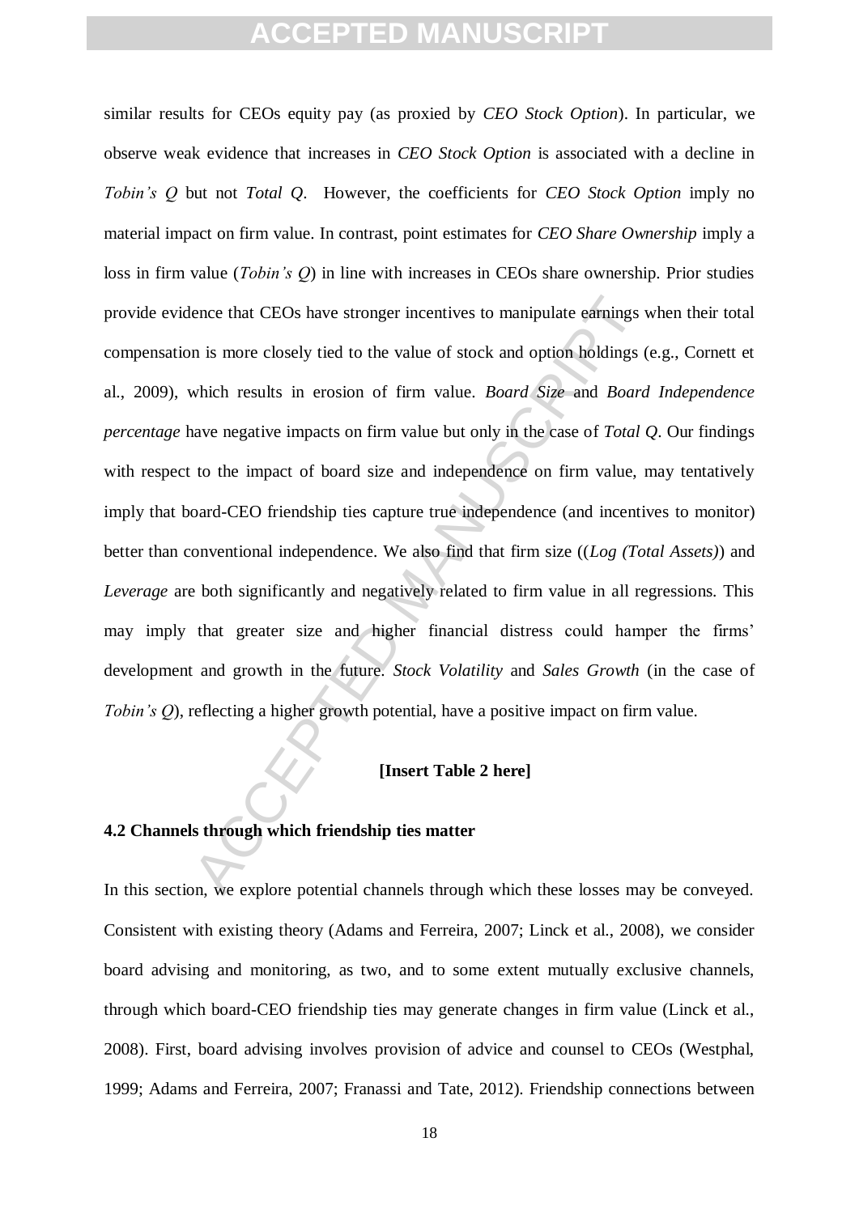similar results for CEOs equity pay (as proxied by *CEO Stock Option*). In particular, we observe weak evidence that increases in *CEO Stock Option* is associated with a decline in *Tobin's Q* but not *Total Q*. However, the coefficients for *CEO Stock Option* imply no material impact on firm value. In contrast, point estimates for *CEO Share Ownership* imply a loss in firm value (*Tobin's Q*) in line with increases in CEOs share ownership. Prior studies provide evidence that CEOs have stronger incentives to manipulate earnings when their total compensation is more closely tied to the value of stock and option holdings (e.g., Cornett et al., 2009), which results in erosion of firm value. *Board Size* and *Board Independence percentage* have negative impacts on firm value but only in the case of *Total Q*. Our findings with respect to the impact of board size and independence on firm value, may tentatively imply that board-CEO friendship ties capture true independence (and incentives to monitor) better than conventional independence. We also find that firm size ((*Log (Total Assets)*) and *Leverage* are both significantly and negatively related to firm value in all regressions. This may imply that greater size and higher financial distress could hamper the firms' development and growth in the future. *Stock Volatility* and *Sales Growth* (in the case of *Tobin's Q*), reflecting a higher growth potential, have a positive impact on firm value.

**[Insert Table 2 here]**

### 4.2 Channels through which friendship ties matter

In this section, we explore potential channels through which these losses may be conveyed. Consistent with existing theory (Adams and Ferreira, 2007; Linck et al., 2008), we consider board advising and monitoring, as two, and to some extent mutually exclusive channels, through which board-CEO friendship ties may generate changes in firm value (Linck et al., 2008). First, board advising involves provision of advice and counsel to CEOs (Westphal, 1999; Adams and Ferreira, 2007; Franassi and Tate, 2012). Friendship connections between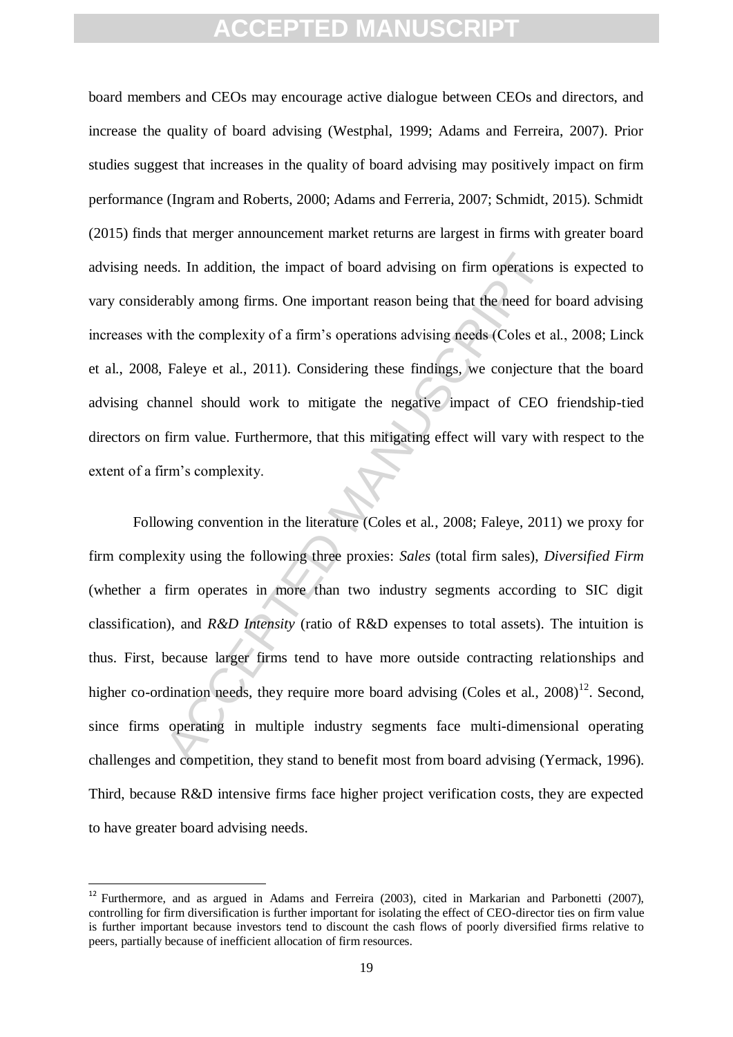board members and CEOs may encourage active dialogue between CEOs and directors, and increase the quality of board advising (Westphal, 1999; Adams and Ferreira, 2007). Prior studies suggest that increases in the quality of board advising may positively impact on firm performance (Ingram and Roberts, 2000; Adams and Ferreria, 2007; Schmidt, 2015). Schmidt (2015) finds that merger announcement market returns are largest in firms with greater board advising needs. In addition, the impact of board advising on firm operations is expected to vary considerably among firms. One important reason being that the need for board advising increases with the complexity of a firm's operations advising needs (Coles et al., 2008; Linck et al., 2008, Faleye et al., 2011). Considering these findings, we conjecture that the board advising channel should work to mitigate the negative impact of CEO friendship-tied directors on firm value. Furthermore, that this mitigating effect will vary with respect to the extent of a firm's complexity.

Following convention in the literature (Coles et al., 2008; Faleye, 2011) we proxy for firm complexity using the following three proxies: *Sales* (total firm sales), *Diversified Firm* (whether a firm operates in more than two industry segments according to SIC digit classification), and *R&D Intensity* (ratio of R&D expenses to total assets). The intuition is thus. First, because larger firms tend to have more outside contracting relationships and higher co-ordination needs, they require more board advising (Coles et al., 2008)[12]. Second, since firms operating in multiple industry segments face multi-dimensional operating challenges and competition, they stand to benefit most from board advising (Yermack, 1996). Third, because R&D intensive firms face higher project verification costs, they are expected to have greater board advising needs.

[12] Furthermore, and as argued in Adams and Ferreira (2003), cited in Markarian and Parbonetti (2007), controlling for firm diversification is further important for isolating the effect of CEO-director ties on firm value is further important because investors tend to discount the cash flows of poorly diversified firms relative to peers, partially because of inefficient allocation of firm resources.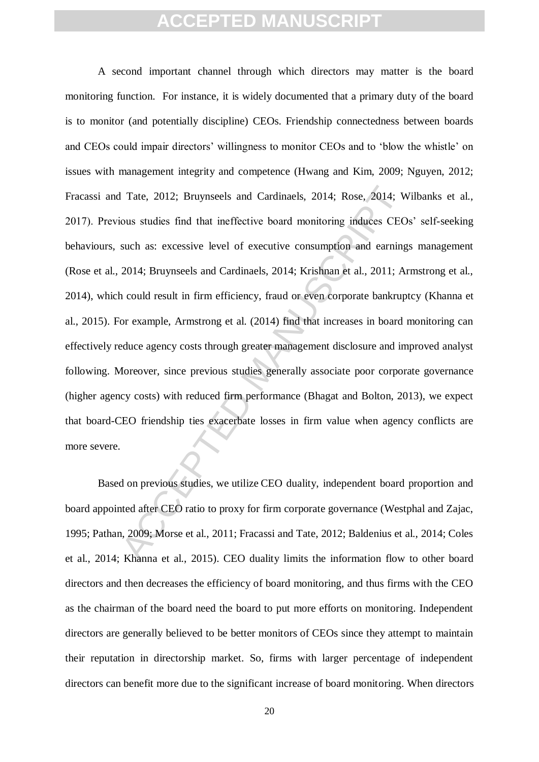A second important channel through which directors may matter is the board monitoring function. For instance, it is widely documented that a primary duty of the board is to monitor (and potentially discipline) CEOs. Friendship connectedness between boards and CEOs could impair directors' willingness to monitor CEOs and to 'blow the whistle' on issues with management integrity and competence (Hwang and Kim, 2009; Nguyen, 2012; Fracassi and Tate, 2012; Bruynseels and Cardinaels, 2014; Rose, 2014; Wilbanks et al., 2017). Previous studies find that ineffective board monitoring induces CEOs' self-seeking behaviours, such as: excessive level of executive consumption and earnings management (Rose et al., 2014; Bruynseels and Cardinaels, 2014; Krishnan et al., 2011; Armstrong et al., 2014), which could result in firm efficiency, fraud or even corporate bankruptcy (Khanna et al., 2015). For example, Armstrong et al. (2014) find that increases in board monitoring can effectively reduce agency costs through greater management disclosure and improved analyst following. Moreover, since previous studies generally associate poor corporate governance (higher agency costs) with reduced firm performance (Bhagat and Bolton, 2013), we expect that board-CEO friendship ties exacerbate losses in firm value when agency conflicts are more severe.

Based on previous studies, we utilize CEO duality, independent board proportion and board appointed after CEO ratio to proxy for firm corporate governance (Westphal and Zajac, 1995; Pathan, 2009; Morse et al., 2011; Fracassi and Tate, 2012; Baldenius et al., 2014; Coles et al., 2014; Khanna et al., 2015). CEO duality limits the information flow to other board directors and then decreases the efficiency of board monitoring, and thus firms with the CEO as the chairman of the board need the board to put more efforts on monitoring. Independent directors are generally believed to be better monitors of CEOs since they attempt to maintain their reputation in directorship market. So, firms with larger percentage of independent directors can benefit more due to the significant increase of board monitoring. When directors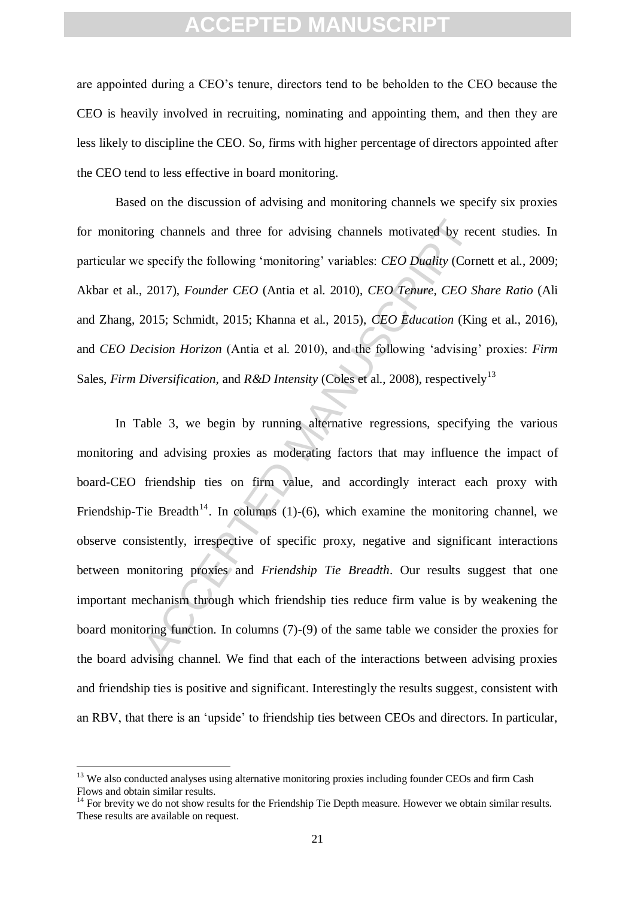are appointed during a CEO's tenure, directors tend to be beholden to the CEO because the CEO is heavily involved in recruiting, nominating and appointing them, and then they are less likely to discipline the CEO. So, firms with higher percentage of directors appointed after the CEO tend to less effective in board monitoring.

Based on the discussion of advising and monitoring channels we specify six proxies for monitoring channels and three for advising channels motivated by recent studies. In particular we specify the following 'monitoring' variables: *CEO Duality* (Cornett et al., 2009; Akbar et al., 2017), *Founder CEO* (Antia et al. 2010), *CEO Tenure*, *CEO Share Ratio* (Ali and Zhang, 2015; Schmidt, 2015; Khanna et al., 2015), *CEO Education* (King et al., 2016), and *CEO Decision Horizon* (Antia et al. 2010), and the following 'advising' proxies: *Firm* Sales, *Firm Diversification*, and *R&D Intensity* (Coles et al., 2008), respectively[13]

In Table 3, we begin by running alternative regressions, specifying the various monitoring and advising proxies as moderating factors that may influence the impact of board-CEO friendship ties on firm value, and accordingly interact each proxy with Friendship-Tie Breadth[14]. In columns (1)-(6), which examine the monitoring channel, we observe consistently, irrespective of specific proxy, negative and significant interactions between monitoring proxies and *Friendship Tie Breadth*. Our results suggest that one important mechanism through which friendship ties reduce firm value is by weakening the board monitoring function. In columns (7)-(9) of the same table we consider the proxies for the board advising channel. We find that each of the interactions between advising proxies and friendship ties is positive and significant. Interestingly the results suggest, consistent with an RBV, that there is an 'upside' to friendship ties between CEOs and directors. In particular,

---

[13] We also conducted analyses using alternative monitoring proxies including founder CEOs and firm Cash Flows and obtain similar results.

[14] For brevity we do not show results for the Friendship Tie Depth measure. However we obtain similar results. These results are available on request.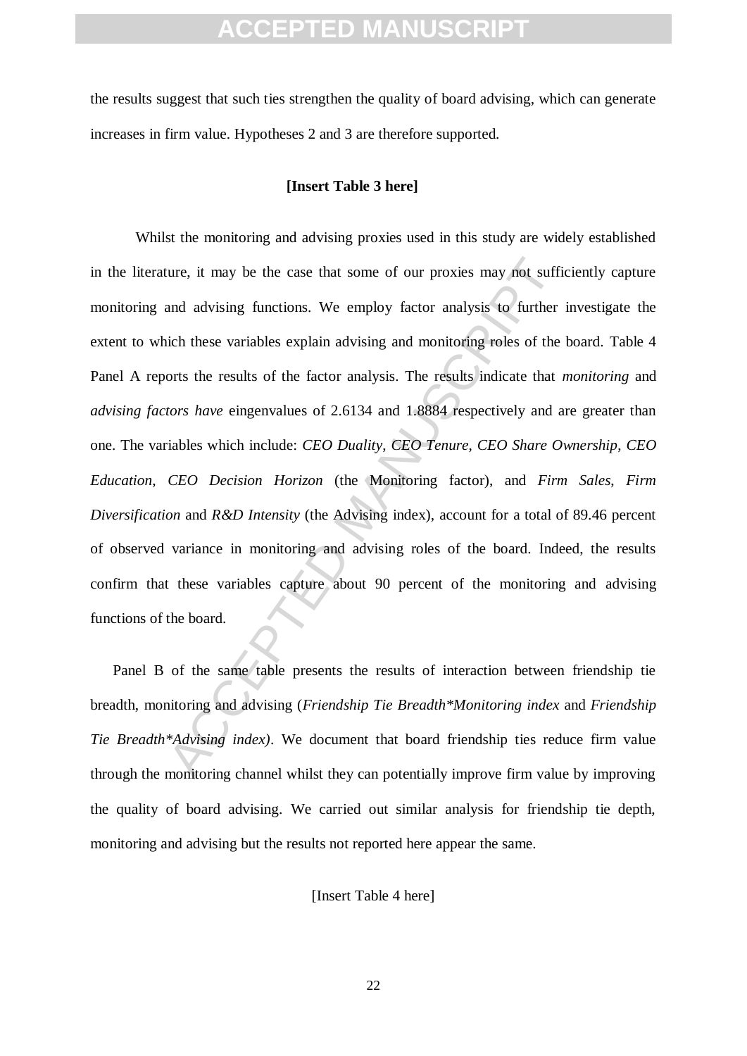the results suggest that such ties strengthen the quality of board advising, which can generate increases in firm value. Hypotheses 2 and 3 are therefore supported.

**[Insert Table 3 here]**

Whilst the monitoring and advising proxies used in this study are widely established in the literature, it may be the case that some of our proxies may not sufficiently capture monitoring and advising functions. We employ factor analysis to further investigate the extent to which these variables explain advising and monitoring roles of the board. Table 4 Panel A reports the results of the factor analysis. The results indicate that *monitoring* and *advising factors have* eingenvalues of 2.6134 and 1.8884 respectively and are greater than one. The variables which include: *CEO Duality*, *CEO Tenure*, *CEO Share Ownership*, *CEO Education*, *CEO Decision Horizon* (the Monitoring factor), and *Firm Sales*, *Firm Diversification* and *R&D Intensity* (the Advising index), account for a total of 89.46 percent of observed variance in monitoring and advising roles of the board. Indeed, the results confirm that these variables capture about 90 percent of the monitoring and advising functions of the board.

Panel B of the same table presents the results of interaction between friendship tie breadth, monitoring and advising (*Friendship Tie Breadth*Monitoring index* and *Friendship Tie Breadth*Advising index)*. We document that board friendship ties reduce firm value through the monitoring channel whilst they can potentially improve firm value by improving the quality of board advising. We carried out similar analysis for friendship tie depth, monitoring and advising but the results not reported here appear the same.

[Insert Table 4 here]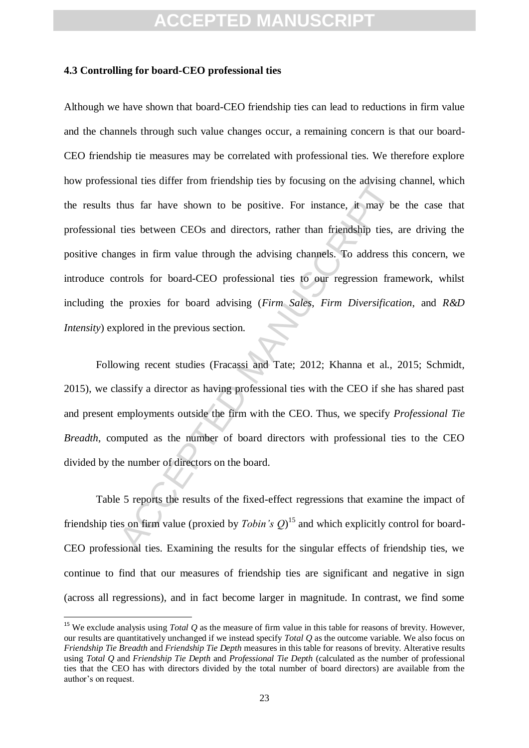### 4.3 Controlling for board-CEO professional ties

Although we have shown that board-CEO friendship ties can lead to reductions in firm value and the channels through such value changes occur, a remaining concern is that our board-CEO friendship tie measures may be correlated with professional ties. We therefore explore how professional ties differ from friendship ties by focusing on the advising channel, which the results thus far have shown to be positive. For instance, it may be the case that professional ties between CEOs and directors, rather than friendship ties, are driving the positive changes in firm value through the advising channels. To address this concern, we introduce controls for board-CEO professional ties to our regression framework, whilst including the proxies for board advising (*Firm Sales*, *Firm Diversification*, and *R&D Intensity*) explored in the previous section.

Following recent studies (Fracassi and Tate; 2012; Khanna et al., 2015; Schmidt, 2015), we classify a director as having professional ties with the CEO if she has shared past and present employments outside the firm with the CEO. Thus, we specify *Professional Tie Breadth*, computed as the number of board directors with professional ties to the CEO divided by the number of directors on the board.

Table 5 reports the results of the fixed-effect regressions that examine the impact of friendship ties on firm value (proxied by *Tobin's Q*)[15] and which explicitly control for board-CEO professional ties. Examining the results for the singular effects of friendship ties, we continue to find that our measures of friendship ties are significant and negative in sign (across all regressions), and in fact become larger in magnitude. In contrast, we find some

[15] We exclude analysis using *Total Q* as the measure of firm value in this table for reasons of brevity. However, our results are quantitatively unchanged if we instead specify *Total Q* as the outcome variable. We also focus on *Friendship Tie Breadth* and *Friendship Tie Depth* measures in this table for reasons of brevity. Alterative results using *Total Q* and *Friendship Tie Depth* and *Professional Tie Depth* (calculated as the number of professional ties that the CEO has with directors divided by the total number of board directors) are available from the author's on request.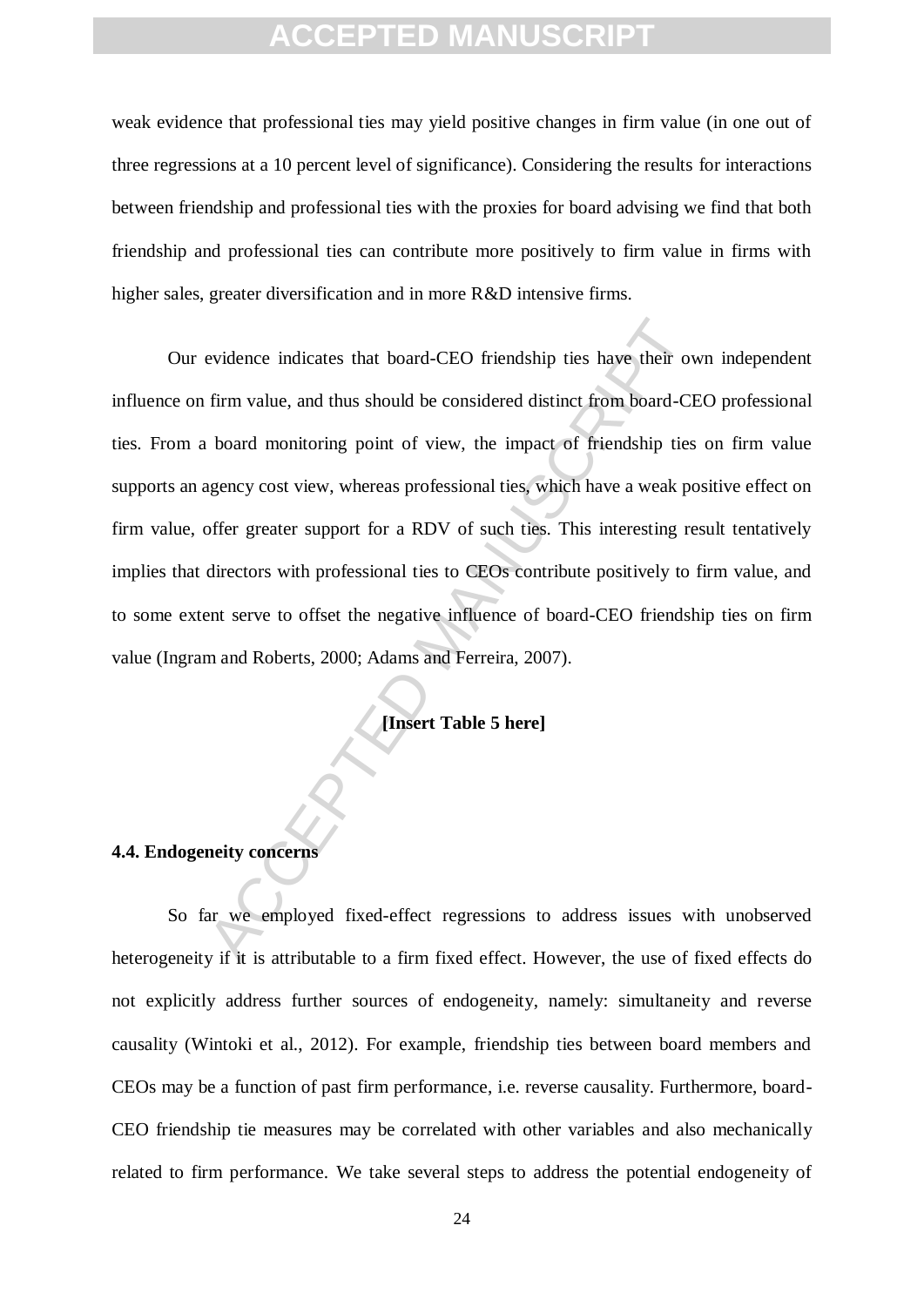weak evidence that professional ties may yield positive changes in firm value (in one out of three regressions at a 10 percent level of significance). Considering the results for interactions between friendship and professional ties with the proxies for board advising we find that both friendship and professional ties can contribute more positively to firm value in firms with higher sales, greater diversification and in more R&D intensive firms.

Our evidence indicates that board-CEO friendship ties have their own independent influence on firm value, and thus should be considered distinct from board-CEO professional ties. From a board monitoring point of view, the impact of friendship ties on firm value supports an agency cost view, whereas professional ties, which have a weak positive effect on firm value, offer greater support for a RDV of such ties. This interesting result tentatively implies that directors with professional ties to CEOs contribute positively to firm value, and to some extent serve to offset the negative influence of board-CEO friendship ties on firm value (Ingram and Roberts, 2000; Adams and Ferreira, 2007).

**[Insert Table 5 here]**

#### 4.4. Endogeneity concerns

So far we employed fixed-effect regressions to address issues with unobserved heterogeneity if it is attributable to a firm fixed effect. However, the use of fixed effects do not explicitly address further sources of endogeneity, namely: simultaneity and reverse causality (Wintoki et al., 2012). For example, friendship ties between board members and CEOs may be a function of past firm performance, i.e. reverse causality. Furthermore, board-CEO friendship tie measures may be correlated with other variables and also mechanically related to firm performance. We take several steps to address the potential endogeneity of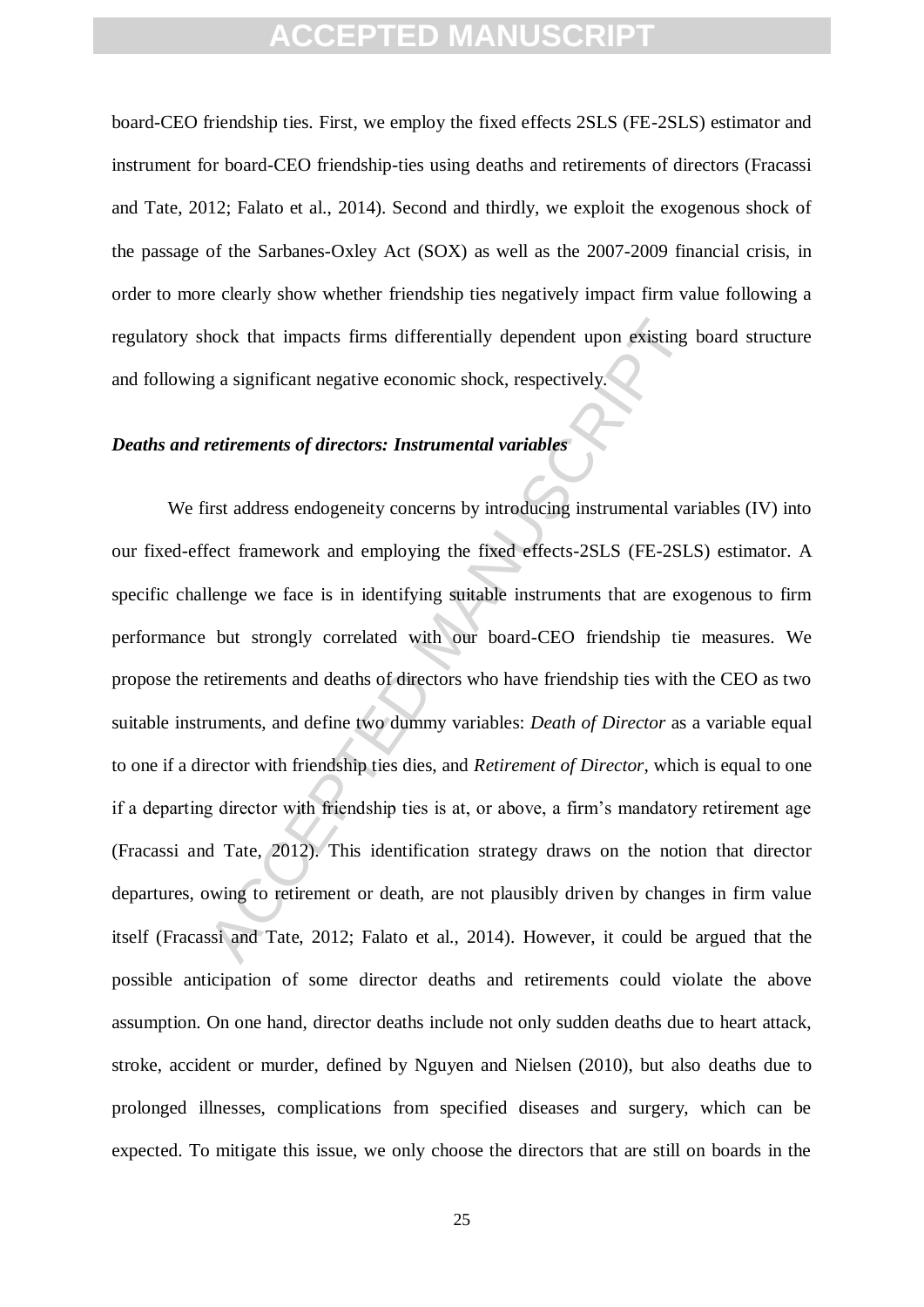board-CEO friendship ties. First, we employ the fixed effects 2SLS (FE-2SLS) estimator and instrument for board-CEO friendship-ties using deaths and retirements of directors (Fracassi and Tate, 2012; Falato et al., 2014). Second and thirdly, we exploit the exogenous shock of the passage of the Sarbanes-Oxley Act (SOX) as well as the 2007-2009 financial crisis, in order to more clearly show whether friendship ties negatively impact firm value following a regulatory shock that impacts firms differentially dependent upon existing board structure and following a significant negative economic shock, respectively.

***Deaths and retirements of directors: Instrumental variables***

We first address endogeneity concerns by introducing instrumental variables (IV) into our fixed-effect framework and employing the fixed effects-2SLS (FE-2SLS) estimator. A specific challenge we face is in identifying suitable instruments that are exogenous to firm performance but strongly correlated with our board-CEO friendship tie measures. We propose the retirements and deaths of directors who have friendship ties with the CEO as two suitable instruments, and define two dummy variables: *Death of Director* as a variable equal to one if a director with friendship ties dies, and *Retirement of Director*, which is equal to one if a departing director with friendship ties is at, or above, a firm's mandatory retirement age (Fracassi and Tate, 2012). This identification strategy draws on the notion that director departures, owing to retirement or death, are not plausibly driven by changes in firm value itself (Fracassi and Tate, 2012; Falato et al., 2014). However, it could be argued that the possible anticipation of some director deaths and retirements could violate the above assumption. On one hand, director deaths include not only sudden deaths due to heart attack, stroke, accident or murder, defined by Nguyen and Nielsen (2010), but also deaths due to prolonged illnesses, complications from specified diseases and surgery, which can be expected. To mitigate this issue, we only choose the directors that are still on boards in the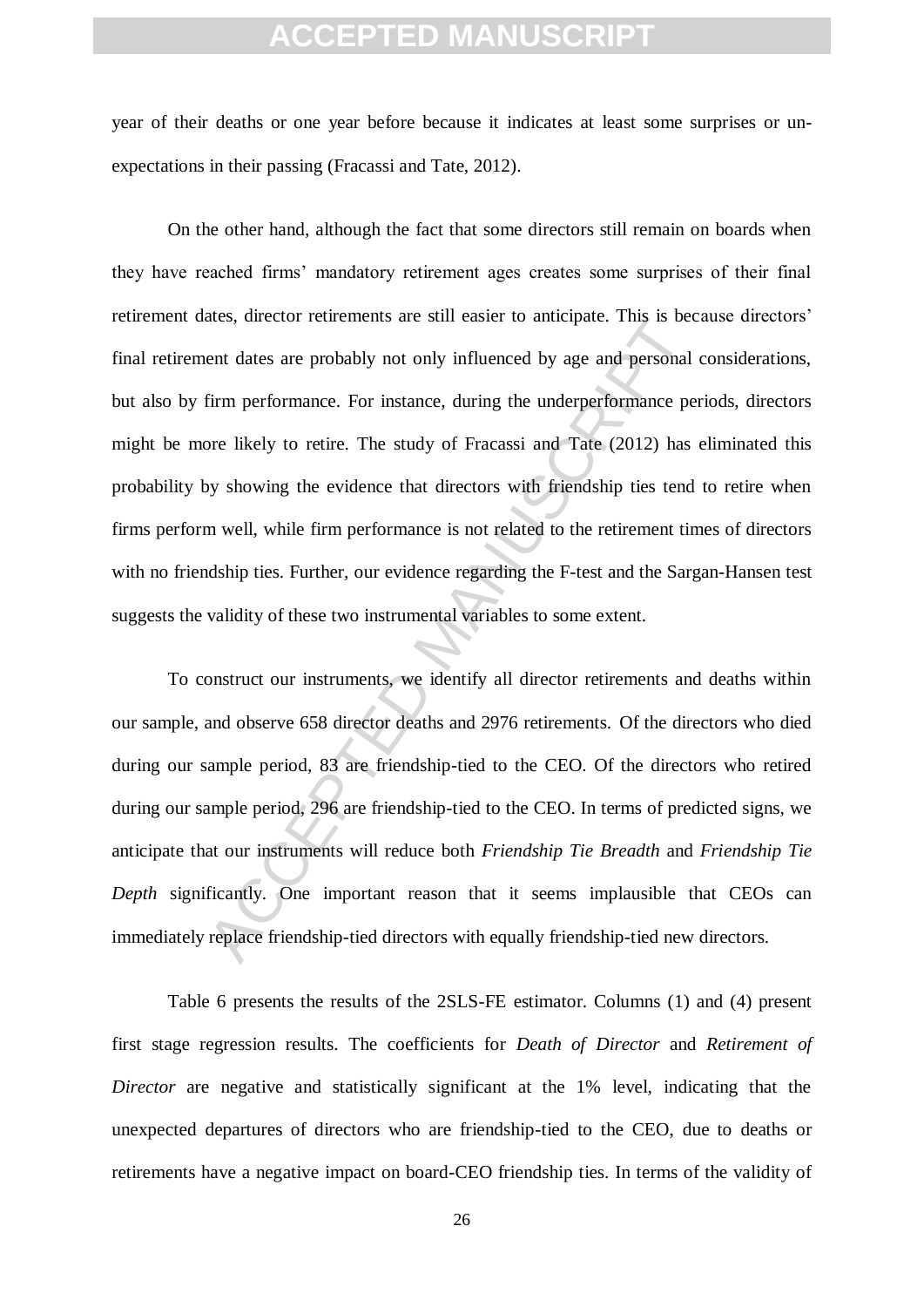year of their deaths or one year before because it indicates at least some surprises or un-expectations in their passing (Fracassi and Tate, 2012).

On the other hand, although the fact that some directors still remain on boards when they have reached firms' mandatory retirement ages creates some surprises of their final retirement dates, director retirements are still easier to anticipate. This is because directors' final retirement dates are probably not only influenced by age and personal considerations, but also by firm performance. For instance, during the underperformance periods, directors might be more likely to retire. The study of Fracassi and Tate (2012) has eliminated this probability by showing the evidence that directors with friendship ties tend to retire when firms perform well, while firm performance is not related to the retirement times of directors with no friendship ties. Further, our evidence regarding the F-test and the Sargan-Hansen test suggests the validity of these two instrumental variables to some extent.

To construct our instruments, we identify all director retirements and deaths within our sample, and observe 658 director deaths and 2976 retirements. Of the directors who died during our sample period, 83 are friendship-tied to the CEO. Of the directors who retired during our sample period, 296 are friendship-tied to the CEO. In terms of predicted signs, we anticipate that our instruments will reduce both *Friendship Tie Breadth* and *Friendship Tie Depth* significantly. One important reason that it seems implausible that CEOs can immediately replace friendship-tied directors with equally friendship-tied new directors.

Table 6 presents the results of the 2SLS-FE estimator. Columns (1) and (4) present first stage regression results. The coefficients for *Death of Director* and *Retirement of Director* are negative and statistically significant at the 1% level, indicating that the unexpected departures of directors who are friendship-tied to the CEO, due to deaths or retirements have a negative impact on board-CEO friendship ties. In terms of the validity of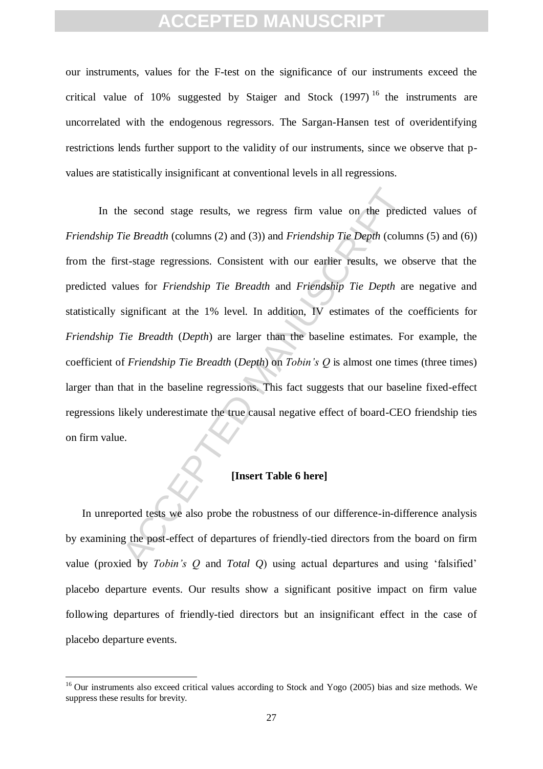our instruments, values for the F-test on the significance of our instruments exceed the critical value of 10% suggested by Staiger and Stock (1997)[16] the instruments are uncorrelated with the endogenous regressors. The Sargan-Hansen test of overidentifying restrictions lends further support to the validity of our instruments, since we observe that p-values are statistically insignificant at conventional levels in all regressions.

In the second stage results, we regress firm value on the predicted values of *Friendship Tie Breadth* (columns (2) and (3)) and *Friendship Tie Depth* (columns (5) and (6)) from the first-stage regressions. Consistent with our earlier results, we observe that the predicted values for *Friendship Tie Breadth* and *Friendship Tie Depth* are negative and statistically significant at the 1% level. In addition, IV estimates of the coefficients for *Friendship Tie Breadth* (*Depth*) are larger than the baseline estimates. For example, the coefficient of *Friendship Tie Breadth* (*Depth*) on *Tobin's Q* is almost one times (three times) larger than that in the baseline regressions. This fact suggests that our baseline fixed-effect regressions likely underestimate the true causal negative effect of board-CEO friendship ties on firm value.

**[Insert Table 6 here]**

In unreported tests we also probe the robustness of our difference-in-difference analysis by examining the post-effect of departures of friendly-tied directors from the board on firm value (proxied by *Tobin's Q* and *Total Q*) using actual departures and using 'falsified' placebo departure events. Our results show a significant positive impact on firm value following departures of friendly-tied directors but an insignificant effect in the case of placebo departure events.

[16] Our instruments also exceed critical values according to Stock and Yogo (2005) bias and size methods. We suppress these results for brevity.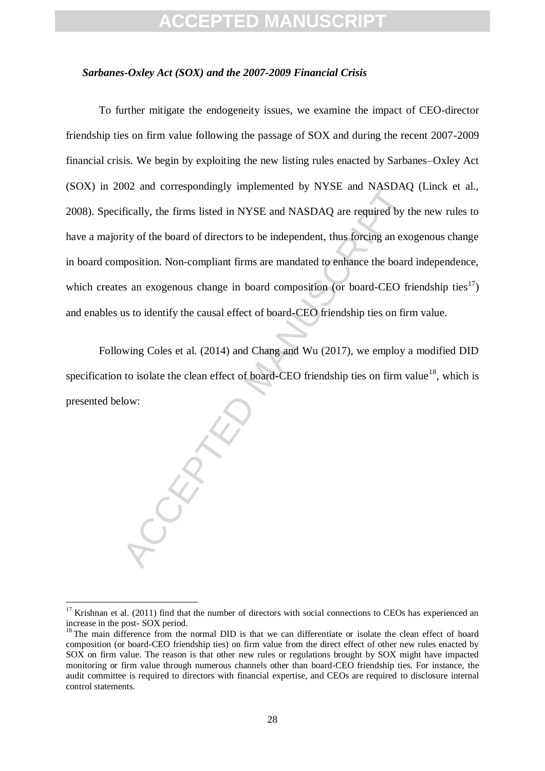### *Sarbanes-Oxley Act (SOX) and the 2007-2009 Financial Crisis*

To further mitigate the endogeneity issues, we examine the impact of CEO-director friendship ties on firm value following the passage of SOX and during the recent 2007-2009 financial crisis. We begin by exploiting the new listing rules enacted by Sarbanes–Oxley Act (SOX) in 2002 and correspondingly implemented by NYSE and NASDAQ (Linck et al., 2008). Specifically, the firms listed in NYSE and NASDAQ are required by the new rules to have a majority of the board of directors to be independent, thus forcing an exogenous change in board composition. Non-compliant firms are mandated to enhance the board independence, which creates an exogenous change in board composition (or board-CEO friendship ties[17]) and enables us to identify the causal effect of board-CEO friendship ties on firm value.

Following Coles et al. (2014) and Chang and Wu (2017), we employ a modified DID specification to isolate the clean effect of board-CEO friendship ties on firm value[18], which is presented below:

---

[17] Krishnan et al. (2011) find that the number of directors with social connections to CEOs has experienced an increase in the post- SOX period.

[18] The main difference from the normal DID is that we can differentiate or isolate the clean effect of board composition (or board-CEO friendship ties) on firm value from the direct effect of other new rules enacted by SOX on firm value. The reason is that other new rules or regulations brought by SOX might have impacted monitoring or firm value through numerous channels other than board-CEO friendship ties. For instance, the audit committee is required to directors with financial expertise, and CEOs are required to disclosure internal control statements.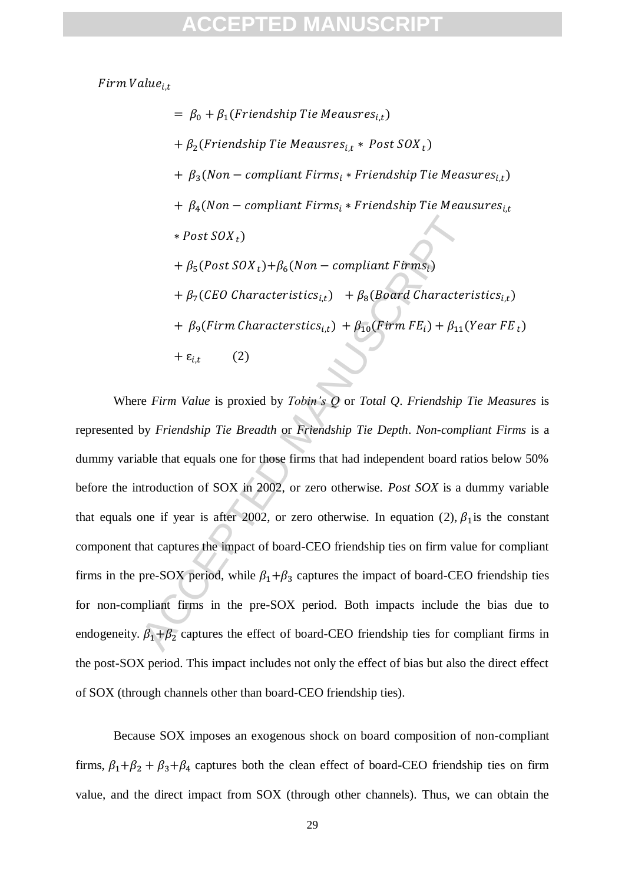$$
\begin{aligned}
Firm\,Value_{i,t} \\
&= \beta_0 + \beta_1(Friendship\ Tie\ Meausres_{i,t}) \\
&+ \beta_2(Friendship\ Tie\ Meausres_{i,t} * \ Post\ SOX_t) \\
&+ \ \beta_3(Non - compliant\ Firms_i * Friendship\ Tie\ Measures_{i,t}) \\
&+ \ \beta_4(Non - compliant\ Firms_i * Friendship\ Tie\ Meausures_{i,t} \\
&* Post\ SOX_t) \\
&+ \beta_5(Post\ SOX_t) + \beta_6(Non - compliant\ Firms_i) \\
&+ \beta_7(CEO\ Characteristics_{i,t}) \quad + \beta_8(Board\ Characteristics_{i,t}) \\
&+ \ \beta_9(Firm\ Characterstics_{i,t}) \ + \beta_{10}(Firm\ FE_i) + \beta_{11}(Year\ FE_t) \\
&+ \varepsilon_{i,t} \qquad (2)
\end{aligned}
$$

Where *Firm Value* is proxied by *Tobin's Q* or *Total Q*. *Friendship Tie Measures* is represented by *Friendship Tie Breadth* or *Friendship Tie Depth*. *Non-compliant Firms* is a dummy variable that equals one for those firms that had independent board ratios below 50% before the introduction of SOX in 2002, or zero otherwise. *Post SOX* is a dummy variable that equals one if year is after 2002, or zero otherwise. In equation (2), $\beta_1$ is the constant component that captures the impact of board-CEO friendship ties on firm value for compliant firms in the pre-SOX period, while $\beta_1+\beta_3$ captures the impact of board-CEO friendship ties for non-compliant firms in the pre-SOX period. Both impacts include the bias due to endogeneity. $\beta_1+\beta_2$ captures the effect of board-CEO friendship ties for compliant firms in the post-SOX period. This impact includes not only the effect of bias but also the direct effect of SOX (through channels other than board-CEO friendship ties).

Because SOX imposes an exogenous shock on board composition of non-compliant firms, $\beta_1+\beta_2+\beta_3+\beta_4$ captures both the clean effect of board-CEO friendship ties on firm value, and the direct impact from SOX (through other channels). Thus, we can obtain the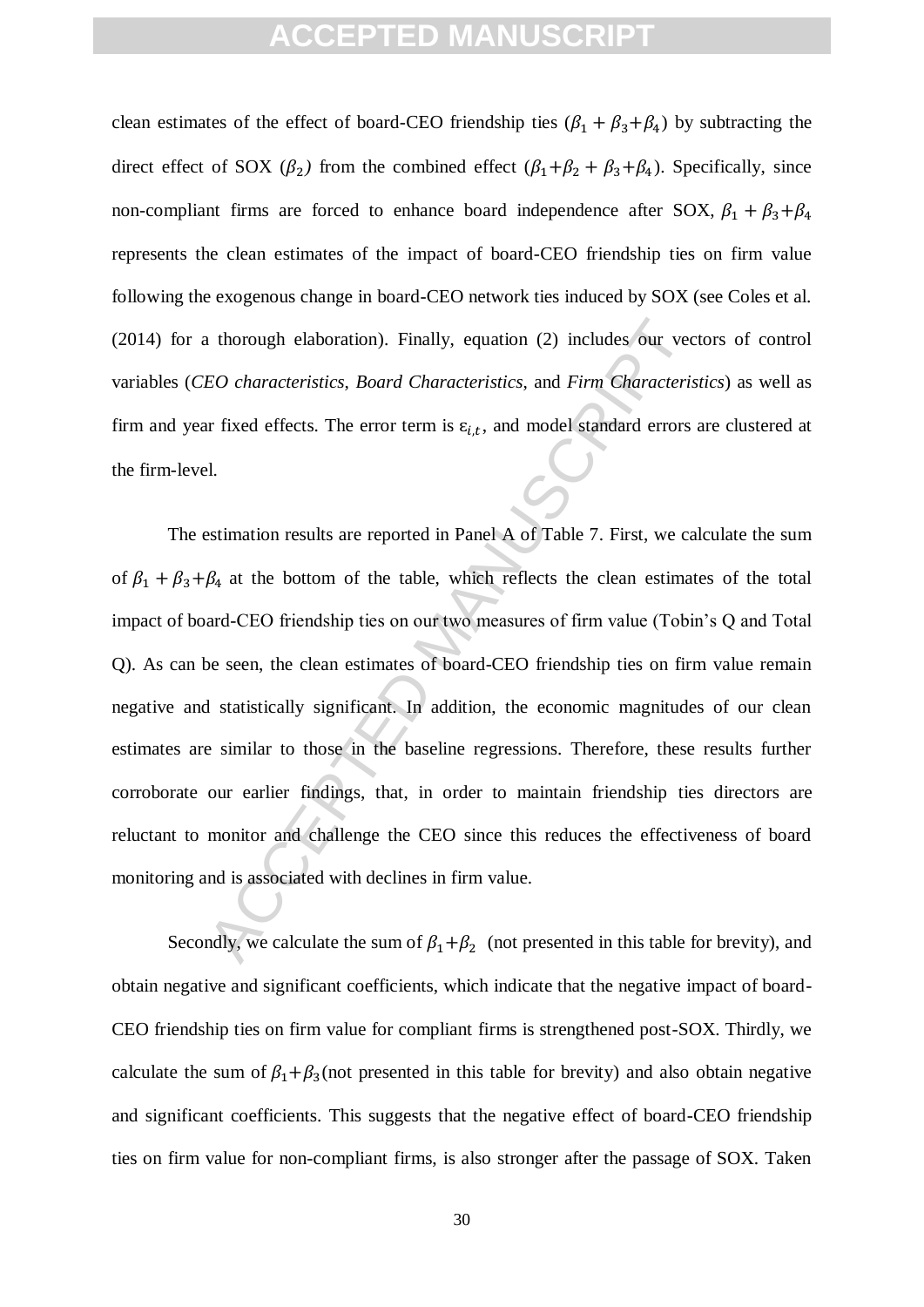clean estimates of the effect of board-CEO friendship ties ($\beta_1 + \beta_3 + \beta_4$) by subtracting the direct effect of SOX ($\beta_2$) from the combined effect ($\beta_1 + \beta_2 + \beta_3 + \beta_4$). Specifically, since non-compliant firms are forced to enhance board independence after SOX, $\beta_1 + \beta_3 + \beta_4$ represents the clean estimates of the impact of board-CEO friendship ties on firm value following the exogenous change in board-CEO network ties induced by SOX (see Coles et al. (2014) for a thorough elaboration). Finally, equation (2) includes our vectors of control variables (*CEO characteristics*, *Board Characteristics*, and *Firm Characteristics*) as well as firm and year fixed effects. The error term is $\varepsilon_{i,t}$, and model standard errors are clustered at the firm-level.

The estimation results are reported in Panel A of Table 7. First, we calculate the sum of $\beta_1 + \beta_3 + \beta_4$ at the bottom of the table, which reflects the clean estimates of the total impact of board-CEO friendship ties on our two measures of firm value (Tobin's Q and Total Q). As can be seen, the clean estimates of board-CEO friendship ties on firm value remain negative and statistically significant. In addition, the economic magnitudes of our clean estimates are similar to those in the baseline regressions. Therefore, these results further corroborate our earlier findings, that, in order to maintain friendship ties directors are reluctant to monitor and challenge the CEO since this reduces the effectiveness of board monitoring and is associated with declines in firm value.

Secondly, we calculate the sum of $\beta_1 + \beta_2$ (not presented in this table for brevity), and obtain negative and significant coefficients, which indicate that the negative impact of board-CEO friendship ties on firm value for compliant firms is strengthened post-SOX. Thirdly, we calculate the sum of $\beta_1 + \beta_3$ (not presented in this table for brevity) and also obtain negative and significant coefficients. This suggests that the negative effect of board-CEO friendship ties on firm value for non-compliant firms, is also stronger after the passage of SOX. Taken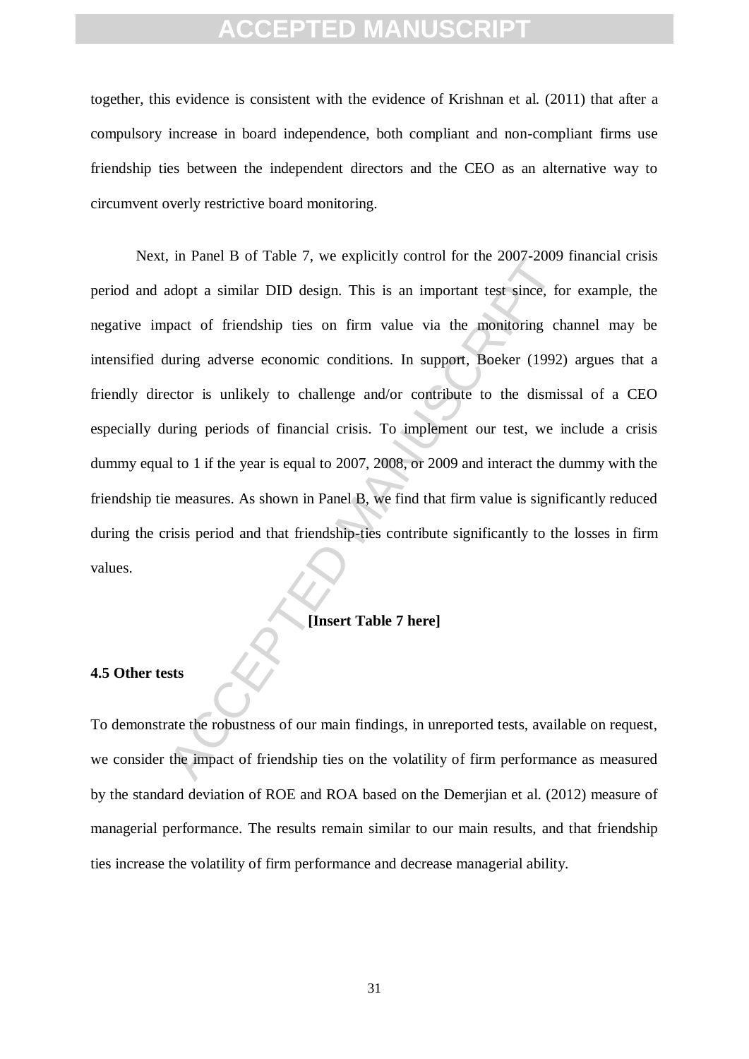together, this evidence is consistent with the evidence of Krishnan et al. (2011) that after a compulsory increase in board independence, both compliant and non-compliant firms use friendship ties between the independent directors and the CEO as an alternative way to circumvent overly restrictive board monitoring.

Next, in Panel B of Table 7, we explicitly control for the 2007-2009 financial crisis period and adopt a similar DID design. This is an important test since, for example, the negative impact of friendship ties on firm value via the monitoring channel may be intensified during adverse economic conditions. In support, Boeker (1992) argues that a friendly director is unlikely to challenge and/or contribute to the dismissal of a CEO especially during periods of financial crisis. To implement our test, we include a crisis dummy equal to 1 if the year is equal to 2007, 2008, or 2009 and interact the dummy with the friendship tie measures. As shown in Panel B, we find that firm value is significantly reduced during the crisis period and that friendship-ties contribute significantly to the losses in firm values.

**[Insert Table 7 here]**

### 4.5 Other tests

To demonstrate the robustness of our main findings, in unreported tests, available on request, we consider the impact of friendship ties on the volatility of firm performance as measured by the standard deviation of ROE and ROA based on the Demerjian et al. (2012) measure of managerial performance. The results remain similar to our main results, and that friendship ties increase the volatility of firm performance and decrease managerial ability.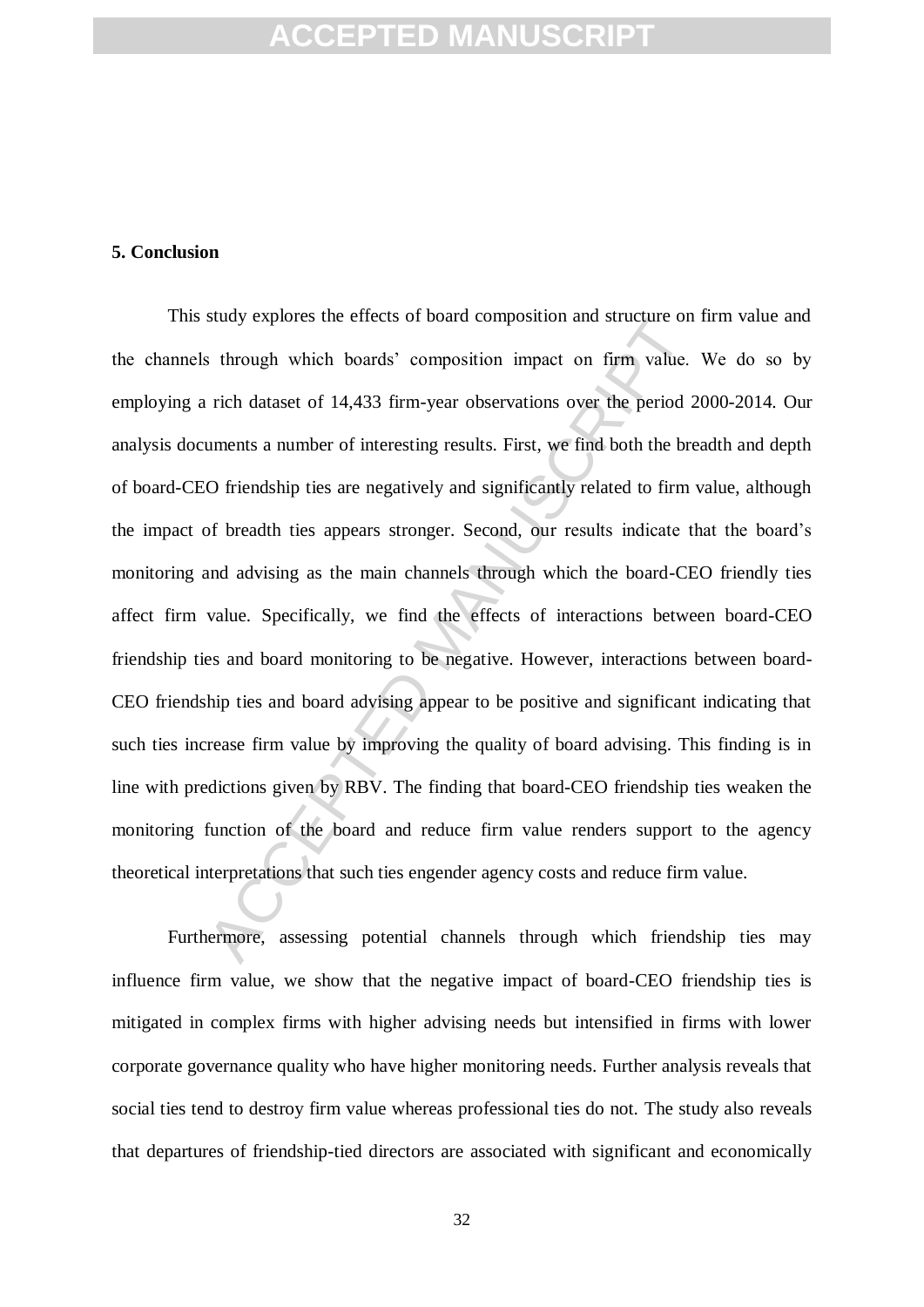## 5. Conclusion

This study explores the effects of board composition and structure on firm value and the channels through which boards' composition impact on firm value. We do so by employing a rich dataset of 14,433 firm-year observations over the period 2000-2014. Our analysis documents a number of interesting results. First, we find both the breadth and depth of board-CEO friendship ties are negatively and significantly related to firm value, although the impact of breadth ties appears stronger. Second, our results indicate that the board's monitoring and advising as the main channels through which the board-CEO friendly ties affect firm value. Specifically, we find the effects of interactions between board-CEO friendship ties and board monitoring to be negative. However, interactions between board-CEO friendship ties and board advising appear to be positive and significant indicating that such ties increase firm value by improving the quality of board advising. This finding is in line with predictions given by RBV. The finding that board-CEO friendship ties weaken the monitoring function of the board and reduce firm value renders support to the agency theoretical interpretations that such ties engender agency costs and reduce firm value.

Furthermore, assessing potential channels through which friendship ties may influence firm value, we show that the negative impact of board-CEO friendship ties is mitigated in complex firms with higher advising needs but intensified in firms with lower corporate governance quality who have higher monitoring needs. Further analysis reveals that social ties tend to destroy firm value whereas professional ties do not. The study also reveals that departures of friendship-tied directors are associated with significant and economically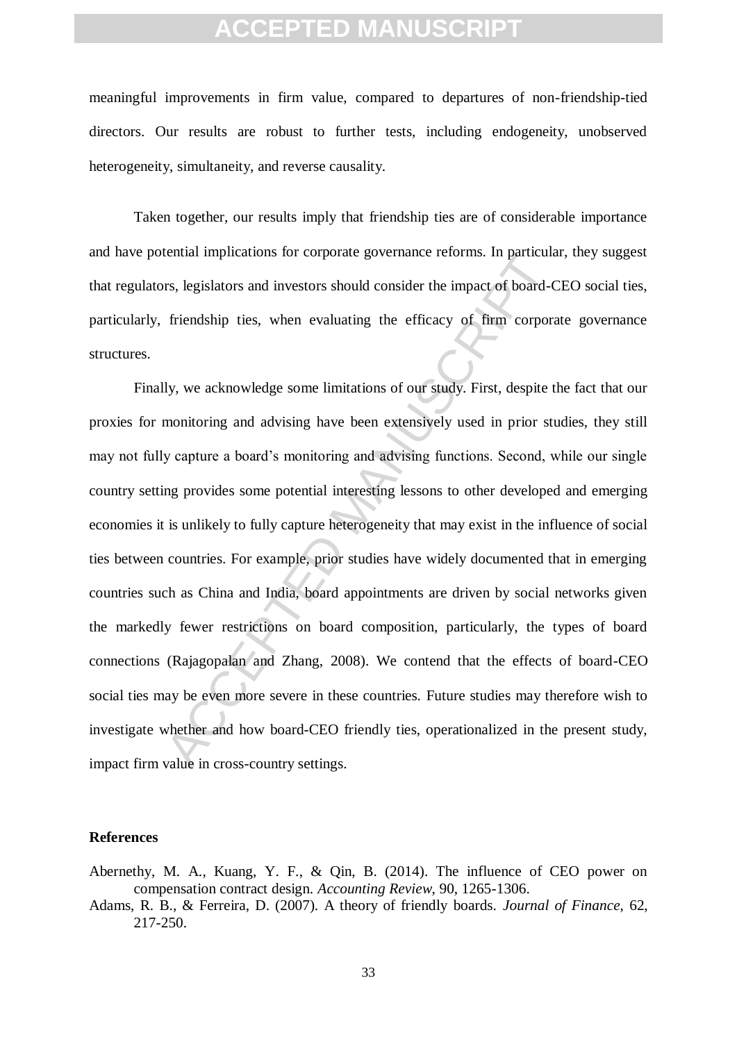meaningful improvements in firm value, compared to departures of non-friendship-tied directors. Our results are robust to further tests, including endogeneity, unobserved heterogeneity, simultaneity, and reverse causality.

Taken together, our results imply that friendship ties are of considerable importance and have potential implications for corporate governance reforms. In particular, they suggest that regulators, legislators and investors should consider the impact of board-CEO social ties, particularly, friendship ties, when evaluating the efficacy of firm corporate governance structures.

Finally, we acknowledge some limitations of our study. First, despite the fact that our proxies for monitoring and advising have been extensively used in prior studies, they still may not fully capture a board's monitoring and advising functions. Second, while our single country setting provides some potential interesting lessons to other developed and emerging economies it is unlikely to fully capture heterogeneity that may exist in the influence of social ties between countries. For example, prior studies have widely documented that in emerging countries such as China and India, board appointments are driven by social networks given the markedly fewer restrictions on board composition, particularly, the types of board connections (Rajagopalan and Zhang, 2008). We contend that the effects of board-CEO social ties may be even more severe in these countries. Future studies may therefore wish to investigate whether and how board-CEO friendly ties, operationalized in the present study, impact firm value in cross-country settings.

## References

Abernethy, M. A., Kuang, Y. F., & Qin, B. (2014). The influence of CEO power on compensation contract design. *Accounting Review*, 90, 1265-1306.

Adams, R. B., & Ferreira, D. (2007). A theory of friendly boards. *Journal of Finance*, 62, 217-250.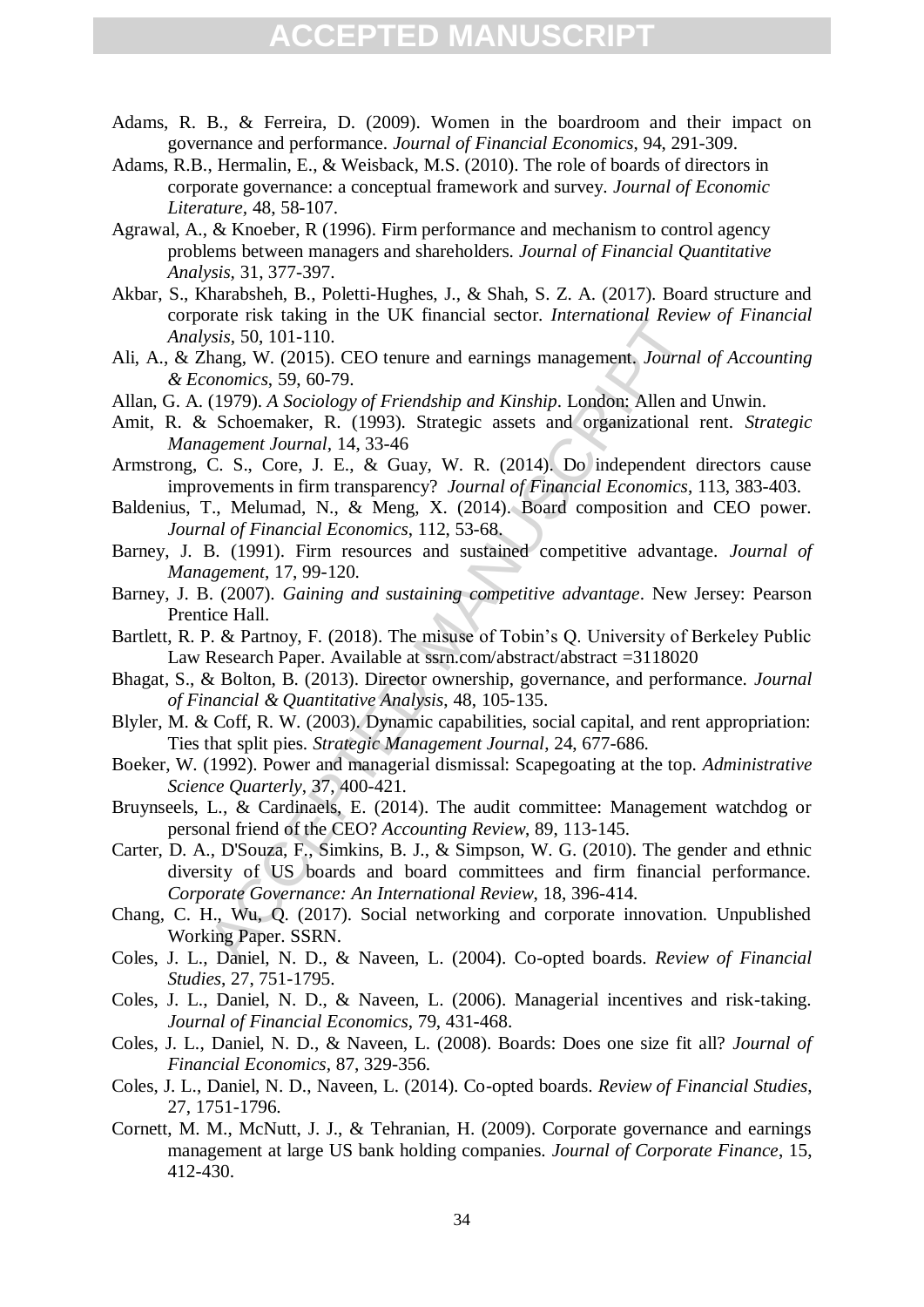Adams, R. B., & Ferreira, D. (2009). Women in the boardroom and their impact on governance and performance. *Journal of Financial Economics*, 94, 291-309.

Adams, R.B., Hermalin, E., & Weisback, M.S. (2010). The role of boards of directors in corporate governance: a conceptual framework and survey. *Journal of Economic Literature*, 48, 58-107.

Agrawal, A., & Knoeber, R (1996). Firm performance and mechanism to control agency problems between managers and shareholders. *Journal of Financial Quantitative Analysis*, 31, 377-397.

Akbar, S., Kharabsheh, B., Poletti-Hughes, J., & Shah, S. Z. A. (2017). Board structure and corporate risk taking in the UK financial sector. *International Review of Financial Analysis*, 50, 101-110.

Ali, A., & Zhang, W. (2015). CEO tenure and earnings management. *Journal of Accounting & Economics*, 59, 60-79.

Allan, G. A. (1979). *A Sociology of Friendship and Kinship*. London: Allen and Unwin.

Amit, R. & Schoemaker, R. (1993). Strategic assets and organizational rent. *Strategic Management Journal*, 14, 33-46

Armstrong, C. S., Core, J. E., & Guay, W. R. (2014). Do independent directors cause improvements in firm transparency? *Journal of Financial Economics*, 113, 383-403.

Baldenius, T., Melumad, N., & Meng, X. (2014). Board composition and CEO power. *Journal of Financial Economics*, 112, 53-68.

Barney, J. B. (1991). Firm resources and sustained competitive advantage. *Journal of Management*, 17, 99-120.

Barney, J. B. (2007). *Gaining and sustaining competitive advantage*. New Jersey: Pearson Prentice Hall.

Bartlett, R. P. & Partnoy, F. (2018). The misuse of Tobin's Q. University of Berkeley Public Law Research Paper. Available at ssrn.com/abstract/abstract =3118020

Bhagat, S., & Bolton, B. (2013). Director ownership, governance, and performance. *Journal of Financial & Quantitative Analysis*, 48, 105-135.

Blyler, M. & Coff, R. W. (2003). Dynamic capabilities, social capital, and rent appropriation: Ties that split pies. *Strategic Management Journal*, 24, 677-686.

Boeker, W. (1992). Power and managerial dismissal: Scapegoating at the top. *Administrative Science Quarterly*, 37, 400-421.

Bruynseels, L., & Cardinaels, E. (2014). The audit committee: Management watchdog or personal friend of the CEO? *Accounting Review*, 89, 113-145.

Carter, D. A., D'Souza, F., Simkins, B. J., & Simpson, W. G. (2010). The gender and ethnic diversity of US boards and board committees and firm financial performance. *Corporate Governance: An International Review*, 18, 396-414.

Chang, C. H., Wu, Q. (2017). Social networking and corporate innovation. Unpublished Working Paper. SSRN.

Coles, J. L., Daniel, N. D., & Naveen, L. (2004). Co-opted boards. *Review of Financial Studies*, 27, 751-1795.

Coles, J. L., Daniel, N. D., & Naveen, L. (2006). Managerial incentives and risk-taking. *Journal of Financial Economics*, 79, 431-468.

Coles, J. L., Daniel, N. D., & Naveen, L. (2008). Boards: Does one size fit all? *Journal of Financial Economics*, 87, 329-356.

Coles, J. L., Daniel, N. D., Naveen, L. (2014). Co-opted boards. *Review of Financial Studies*, 27, 1751-1796.

Cornett, M. M., McNutt, J. J., & Tehranian, H. (2009). Corporate governance and earnings management at large US bank holding companies. *Journal of Corporate Finance*, 15, 412-430.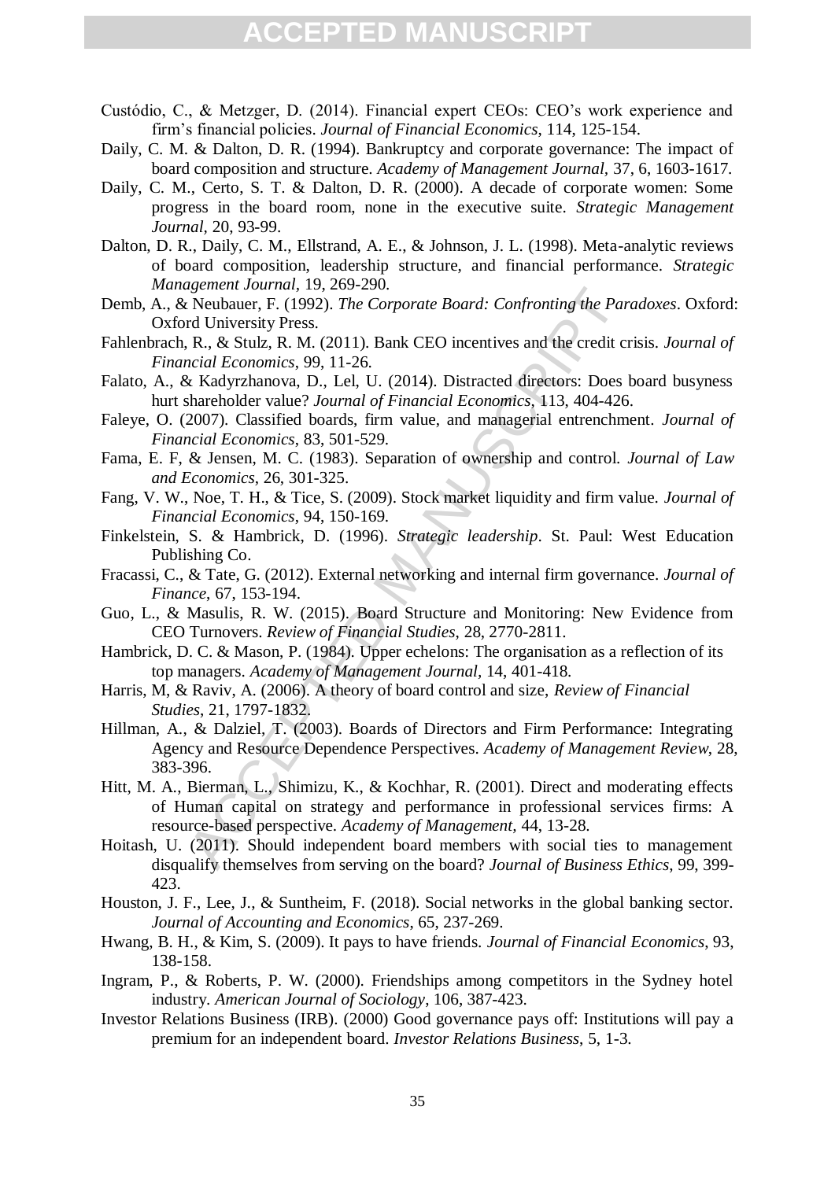Custódio, C., & Metzger, D. (2014). Financial expert CEOs: CEO's work experience and firm's financial policies. *Journal of Financial Economics*, 114, 125-154.

Daily, C. M. & Dalton, D. R. (1994). Bankruptcy and corporate governance: The impact of board composition and structure. *Academy of Management Journal*, 37, 6, 1603-1617.

Daily, C. M., Certo, S. T. & Dalton, D. R. (2000). A decade of corporate women: Some progress in the board room, none in the executive suite. *Strategic Management Journal*, 20, 93-99.

Dalton, D. R., Daily, C. M., Ellstrand, A. E., & Johnson, J. L. (1998). Meta-analytic reviews of board composition, leadership structure, and financial performance. *Strategic Management Journal*, 19, 269-290.

Demb, A., & Neubauer, F. (1992). *The Corporate Board: Confronting the Paradoxes*. Oxford: Oxford University Press.

Fahlenbrach, R., & Stulz, R. M. (2011). Bank CEO incentives and the credit crisis. *Journal of Financial Economics*, 99, 11-26.

Falato, A., & Kadyrzhanova, D., Lel, U. (2014). Distracted directors: Does board busyness hurt shareholder value? *Journal of Financial Economics*, 113, 404-426.

Faleye, O. (2007). Classified boards, firm value, and managerial entrenchment. *Journal of Financial Economics*, 83, 501-529.

Fama, E. F, & Jensen, M. C. (1983). Separation of ownership and control. *Journal of Law and Economics*, 26, 301-325.

Fang, V. W., Noe, T. H., & Tice, S. (2009). Stock market liquidity and firm value. *Journal of Financial Economics*, 94, 150-169.

Finkelstein, S. & Hambrick, D. (1996). *Strategic leadership*. St. Paul: West Education Publishing Co.

Fracassi, C., & Tate, G. (2012). External networking and internal firm governance. *Journal of Finance*, 67, 153-194.

Guo, L., & Masulis, R. W. (2015). Board Structure and Monitoring: New Evidence from CEO Turnovers. *Review of Financial Studies*, 28, 2770-2811.

Hambrick, D. C. & Mason, P. (1984). Upper echelons: The organisation as a reflection of its top managers. *Academy of Management Journal*, 14, 401-418.

Harris, M, & Raviv, A. (2006). A theory of board control and size, *Review of Financial Studies*, 21, 1797-1832.

Hillman, A., & Dalziel, T. (2003). Boards of Directors and Firm Performance: Integrating Agency and Resource Dependence Perspectives. *Academy of Management Review*, 28, 383-396.

Hitt, M. A., Bierman, L., Shimizu, K., & Kochhar, R. (2001). Direct and moderating effects of Human capital on strategy and performance in professional services firms: A resource-based perspective. *Academy of Management*, 44, 13-28.

Hoitash, U. (2011). Should independent board members with social ties to management disqualify themselves from serving on the board? *Journal of Business Ethics*, 99, 399-423.

Houston, J. F., Lee, J., & Suntheim, F. (2018). Social networks in the global banking sector. *Journal of Accounting and Economics*, 65, 237-269.

Hwang, B. H., & Kim, S. (2009). It pays to have friends. *Journal of Financial Economics*, 93, 138-158.

Ingram, P., & Roberts, P. W. (2000). Friendships among competitors in the Sydney hotel industry. *American Journal of Sociology*, 106, 387-423.

Investor Relations Business (IRB). (2000) Good governance pays off: Institutions will pay a premium for an independent board. *Investor Relations Business*, 5, 1-3.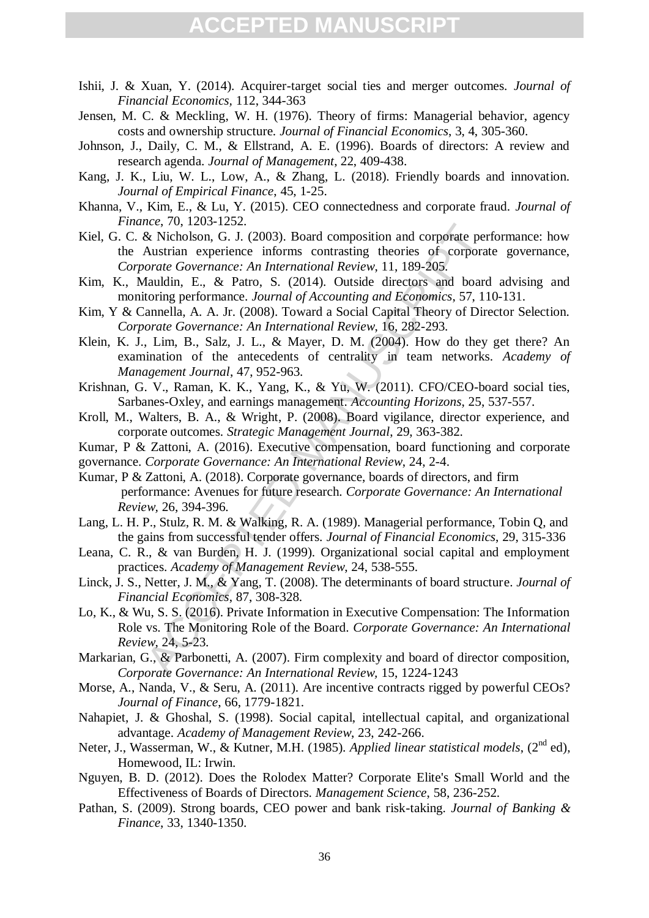Ishii, J. & Xuan, Y. (2014). Acquirer-target social ties and merger outcomes. *Journal of Financial Economics*, 112, 344-363

Jensen, M. C. & Meckling, W. H. (1976). Theory of firms: Managerial behavior, agency costs and ownership structure. *Journal of Financial Economics*, 3, 4, 305-360.

Johnson, J., Daily, C. M., & Ellstrand, A. E. (1996). Boards of directors: A review and research agenda. *Journal of Management*, 22, 409-438.

Kang, J. K., Liu, W. L., Low, A., & Zhang, L. (2018). Friendly boards and innovation. *Journal of Empirical Finance*, 45, 1-25.

Khanna, V., Kim, E., & Lu, Y. (2015). CEO connectedness and corporate fraud. *Journal of Finance*, 70, 1203-1252.

Kiel, G. C. & Nicholson, G. J. (2003). Board composition and corporate performance: how the Austrian experience informs contrasting theories of corporate governance, *Corporate Governance: An International Review*, 11, 189-205.

Kim, K., Mauldin, E., & Patro, S. (2014). Outside directors and board advising and monitoring performance. *Journal of Accounting and Economics*, 57, 110-131.

Kim, Y & Cannella, A. A. Jr. (2008). Toward a Social Capital Theory of Director Selection. *Corporate Governance: An International Review*, 16, 282-293.

Klein, K. J., Lim, B., Salz, J. L., & Mayer, D. M. (2004). How do they get there? An examination of the antecedents of centrality in team networks. *Academy of Management Journal*, 47, 952-963.

Krishnan, G. V., Raman, K. K., Yang, K., & Yu, W. (2011). CFO/CEO-board social ties, Sarbanes-Oxley, and earnings management. *Accounting Horizons*, 25, 537-557.

Kroll, M., Walters, B. A., & Wright, P. (2008). Board vigilance, director experience, and corporate outcomes. *Strategic Management Journal*, 29, 363-382.

Kumar, P & Zattoni, A. (2016). Executive compensation, board functioning and corporate governance. *Corporate Governance: An International Review*, 24, 2-4.

Kumar, P & Zattoni, A. (2018). Corporate governance, boards of directors, and firm performance: Avenues for future research. *Corporate Governance: An International Review*, 26, 394-396.

Lang, L. H. P., Stulz, R. M. & Walking, R. A. (1989). Managerial performance, Tobin Q, and the gains from successful tender offers. *Journal of Financial Economics*, 29, 315-336

Leana, C. R., & van Burden, H. J. (1999). Organizational social capital and employment practices. *Academy of Management Review*, 24, 538-555.

Linck, J. S., Netter, J. M., & Yang, T. (2008). The determinants of board structure. *Journal of Financial Economics*, 87, 308-328.

Lo, K., & Wu, S. S. (2016). Private Information in Executive Compensation: The Information Role vs. The Monitoring Role of the Board. *Corporate Governance: An International Review*, 24, 5-23.

Markarian, G., & Parbonetti, A. (2007). Firm complexity and board of director composition, *Corporate Governance: An International Review*, 15, 1224-1243

Morse, A., Nanda, V., & Seru, A. (2011). Are incentive contracts rigged by powerful CEOs? *Journal of Finance*, 66, 1779-1821.

Nahapiet, J. & Ghoshal, S. (1998). Social capital, intellectual capital, and organizational advantage. *Academy of Management Review*, 23, 242-266.

Neter, J., Wasserman, W., & Kutner, M.H. (1985). *Applied linear statistical models*, (2nd ed), Homewood, IL: Irwin.

Nguyen, B. D. (2012). Does the Rolodex Matter? Corporate Elite's Small World and the Effectiveness of Boards of Directors. *Management Science*, 58, 236-252.

Pathan, S. (2009). Strong boards, CEO power and bank risk-taking. *Journal of Banking & Finance*, 33, 1340-1350.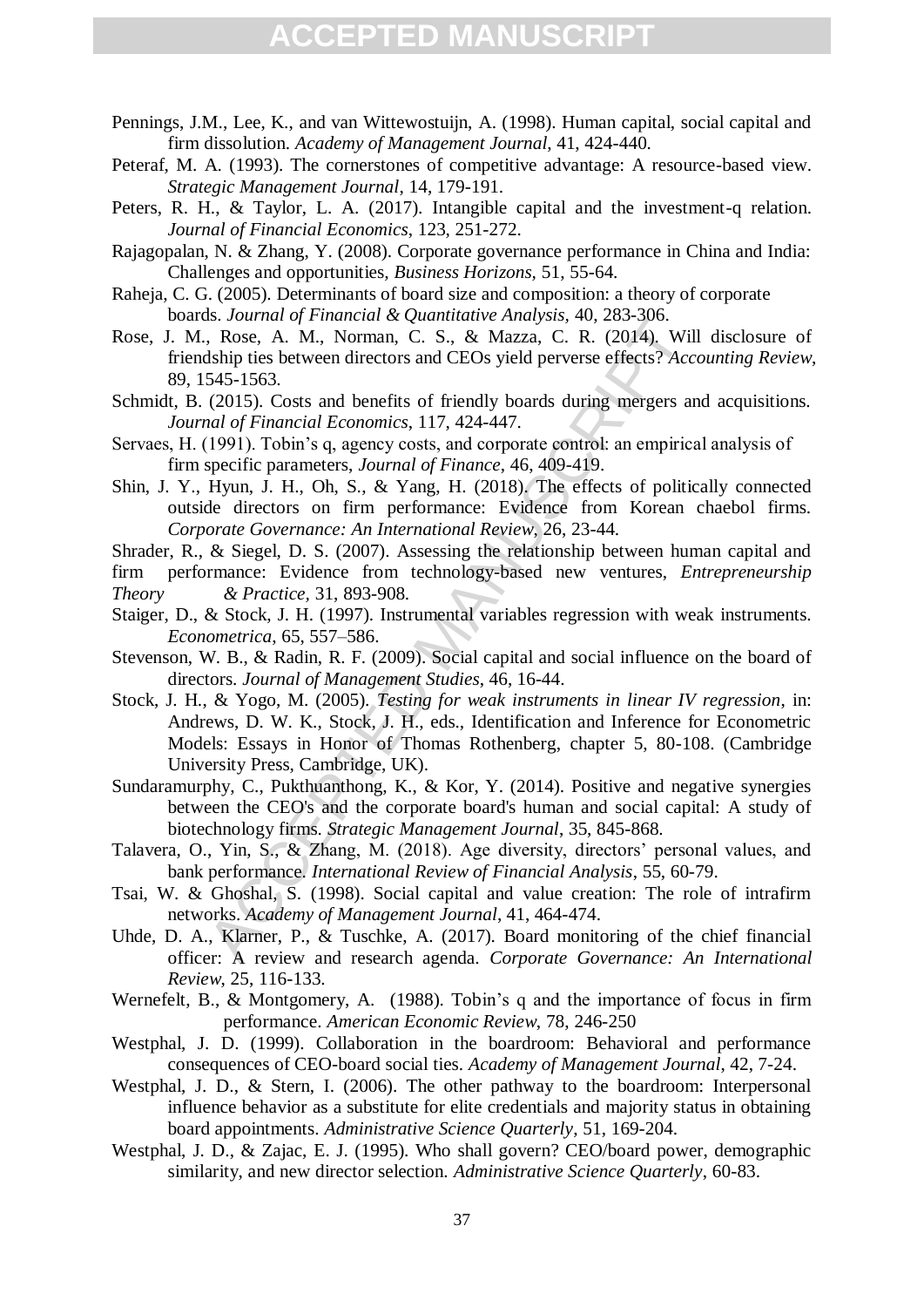Pennings, J.M., Lee, K., and van Wittewostuijn, A. (1998). Human capital, social capital and firm dissolution. *Academy of Management Journal*, 41, 424-440.

Peteraf, M. A. (1993). The cornerstones of competitive advantage: A resource-based view. *Strategic Management Journal*, 14, 179-191.

Peters, R. H., & Taylor, L. A. (2017). Intangible capital and the investment-q relation. *Journal of Financial Economics*, 123, 251-272.

Rajagopalan, N. & Zhang, Y. (2008). Corporate governance performance in China and India: Challenges and opportunities, *Business Horizons*, 51, 55-64.

Raheja, C. G. (2005). Determinants of board size and composition: a theory of corporate boards. *Journal of Financial & Quantitative Analysis*, 40, 283-306.

Rose, J. M., Rose, A. M., Norman, C. S., & Mazza, C. R. (2014). Will disclosure of friendship ties between directors and CEOs yield perverse effects? *Accounting Review*, 89, 1545-1563.

Schmidt, B. (2015). Costs and benefits of friendly boards during mergers and acquisitions. *Journal of Financial Economics*, 117, 424-447.

Servaes, H. (1991). Tobin's q, agency costs, and corporate control: an empirical analysis of firm specific parameters, *Journal of Finance*, 46, 409-419.

Shin, J. Y., Hyun, J. H., Oh, S., & Yang, H. (2018). The effects of politically connected outside directors on firm performance: Evidence from Korean chaebol firms. *Corporate Governance: An International Review*, 26, 23-44.

Shrader, R., & Siegel, D. S. (2007). Assessing the relationship between human capital and firm performance: Evidence from technology-based new ventures, *Entrepreneurship Theory & Practice*, 31, 893-908.

Staiger, D., & Stock, J. H. (1997). Instrumental variables regression with weak instruments. *Econometrica*, 65, 557–586.

Stevenson, W. B., & Radin, R. F. (2009). Social capital and social influence on the board of directors. *Journal of Management Studies*, 46, 16-44.

Stock, J. H., & Yogo, M. (2005). *Testing for weak instruments in linear IV regression*, in: Andrews, D. W. K., Stock, J. H., eds., Identification and Inference for Econometric Models: Essays in Honor of Thomas Rothenberg, chapter 5, 80-108. (Cambridge University Press, Cambridge, UK).

Sundaramurphy, C., Pukthuanthong, K., & Kor, Y. (2014). Positive and negative synergies between the CEO's and the corporate board's human and social capital: A study of biotechnology firms. *Strategic Management Journal*, 35, 845-868.

Talavera, O., Yin, S., & Zhang, M. (2018). Age diversity, directors' personal values, and bank performance. *International Review of Financial Analysis*, 55, 60-79.

Tsai, W. & Ghoshal, S. (1998). Social capital and value creation: The role of intrafirm networks. *Academy of Management Journal*, 41, 464-474.

Uhde, D. A., Klarner, P., & Tuschke, A. (2017). Board monitoring of the chief financial officer: A review and research agenda. *Corporate Governance: An International Review*, 25, 116-133.

Wernefelt, B., & Montgomery, A. (1988). Tobin's q and the importance of focus in firm performance. *American Economic Review*, 78, 246-250

Westphal, J. D. (1999). Collaboration in the boardroom: Behavioral and performance consequences of CEO-board social ties. *Academy of Management Journal*, 42, 7-24.

Westphal, J. D., & Stern, I. (2006). The other pathway to the boardroom: Interpersonal influence behavior as a substitute for elite credentials and majority status in obtaining board appointments. *Administrative Science Quarterly*, 51, 169-204.

Westphal, J. D., & Zajac, E. J. (1995). Who shall govern? CEO/board power, demographic similarity, and new director selection. *Administrative Science Quarterly*, 60-83.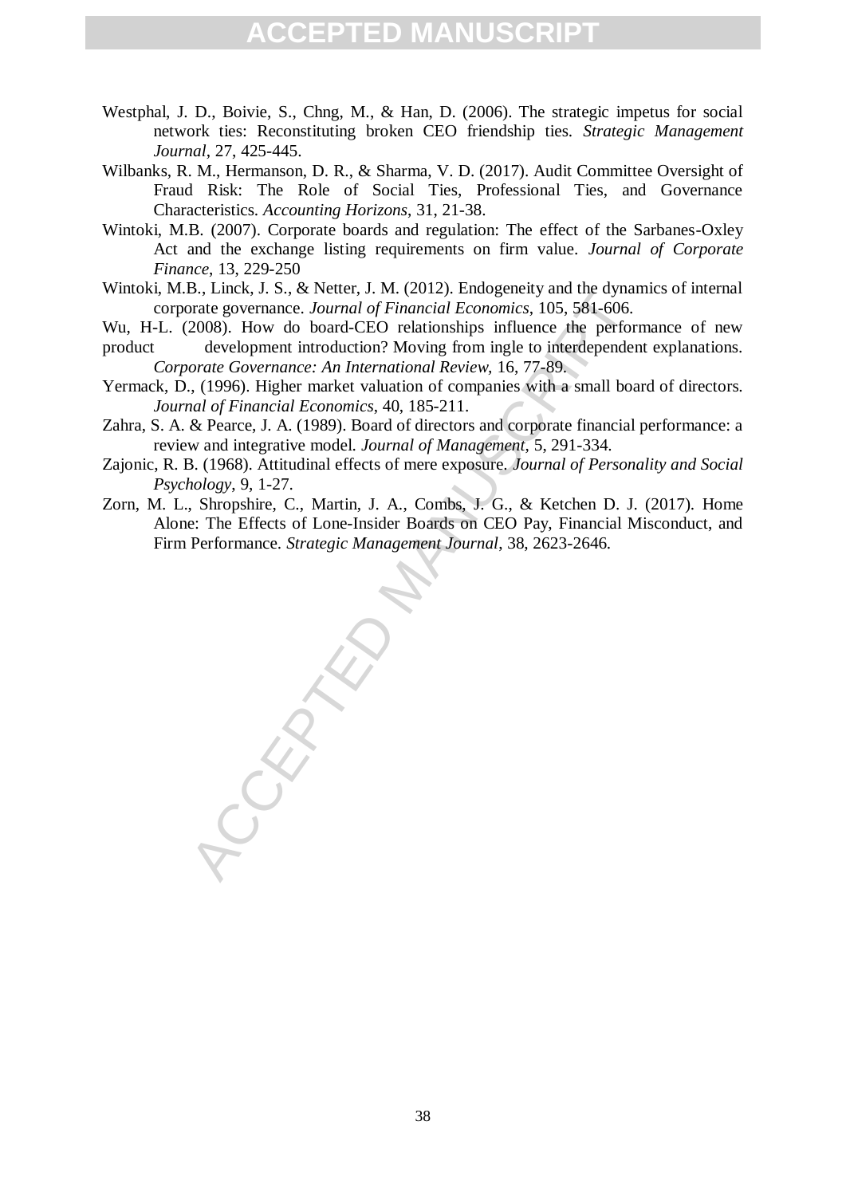Westphal, J. D., Boivie, S., Chng, M., & Han, D. (2006). The strategic impetus for social network ties: Reconstituting broken CEO friendship ties. *Strategic Management Journal*, 27, 425-445.

Wilbanks, R. M., Hermanson, D. R., & Sharma, V. D. (2017). Audit Committee Oversight of Fraud Risk: The Role of Social Ties, Professional Ties, and Governance Characteristics. *Accounting Horizons*, 31, 21-38.

Wintoki, M.B. (2007). Corporate boards and regulation: The effect of the Sarbanes-Oxley Act and the exchange listing requirements on firm value. *Journal of Corporate Finance*, 13, 229-250

Wintoki, M.B., Linck, J. S., & Netter, J. M. (2012). Endogeneity and the dynamics of internal corporate governance. *Journal of Financial Economics*, 105, 581-606.

Wu, H-L. (2008). How do board-CEO relationships influence the performance of new product development introduction? Moving from ingle to interdependent explanations. *Corporate Governance: An International Review,* 16, 77-89.

Yermack, D., (1996). Higher market valuation of companies with a small board of directors. *Journal of Financial Economics*, 40, 185-211.

Zahra, S. A. & Pearce, J. A. (1989). Board of directors and corporate financial performance: a review and integrative model. *Journal of Management*, 5, 291-334.

Zajonic, R. B. (1968). Attitudinal effects of mere exposure. *Journal of Personality and Social Psychology*, 9, 1-27.

Zorn, M. L., Shropshire, C., Martin, J. A., Combs, J. G., & Ketchen D. J. (2017). Home Alone: The Effects of Lone-Insider Boards on CEO Pay, Financial Misconduct, and Firm Performance. *Strategic Management Journal*, 38, 2623-2646.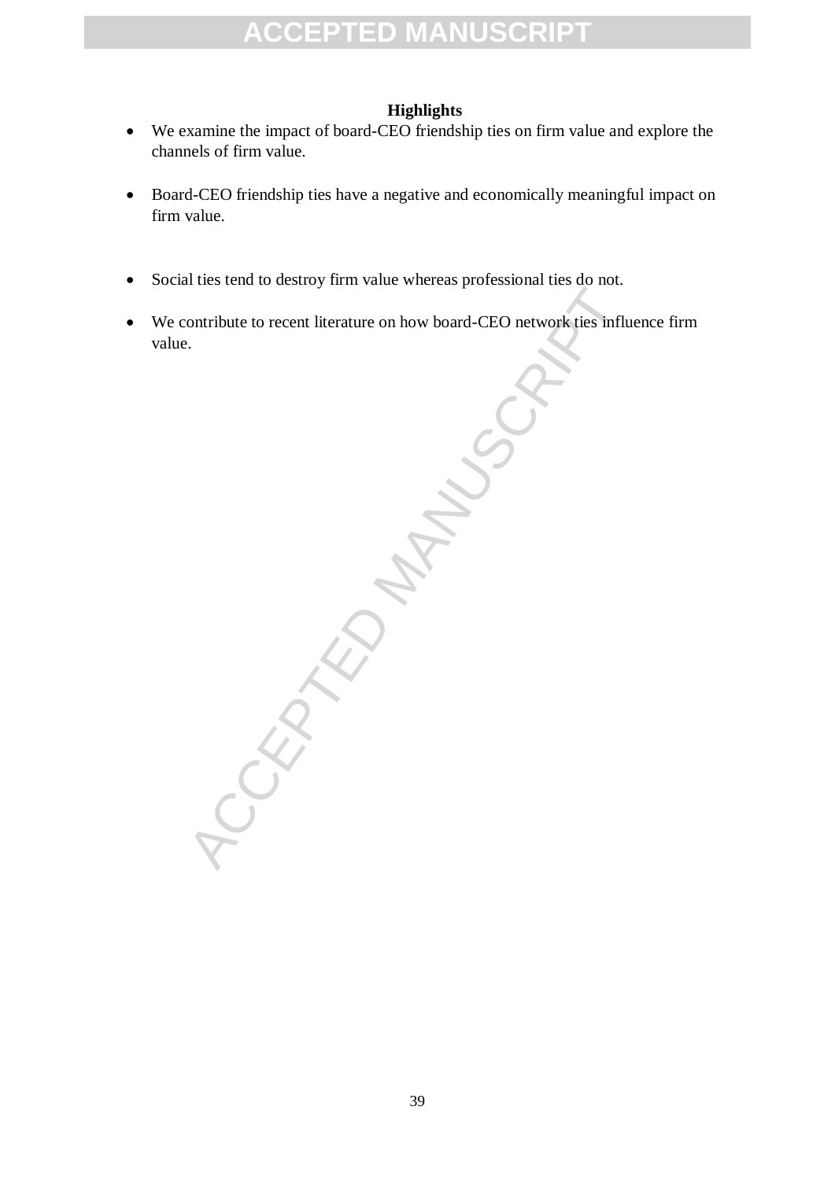**Highlights**

- We examine the impact of board-CEO friendship ties on firm value and explore the channels of firm value.
- Board-CEO friendship ties have a negative and economically meaningful impact on firm value.
- Social ties tend to destroy firm value whereas professional ties do not.
- We contribute to recent literature on how board-CEO network ties influence firm value.